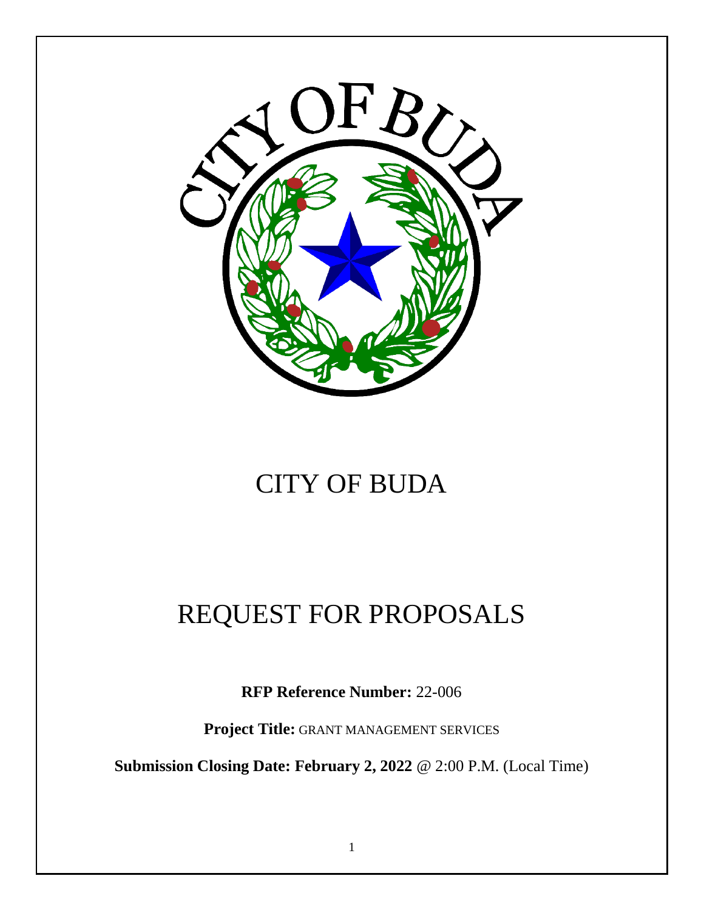# CITY OF BUDA

# REQUEST FOR PROPOSALS

**RFP Reference Number:** 22-006

**Project Title:** GRANT MANAGEMENT SERVICES

**Submission Closing Date: February 2, 2022** @ 2:00 P.M. (Local Time)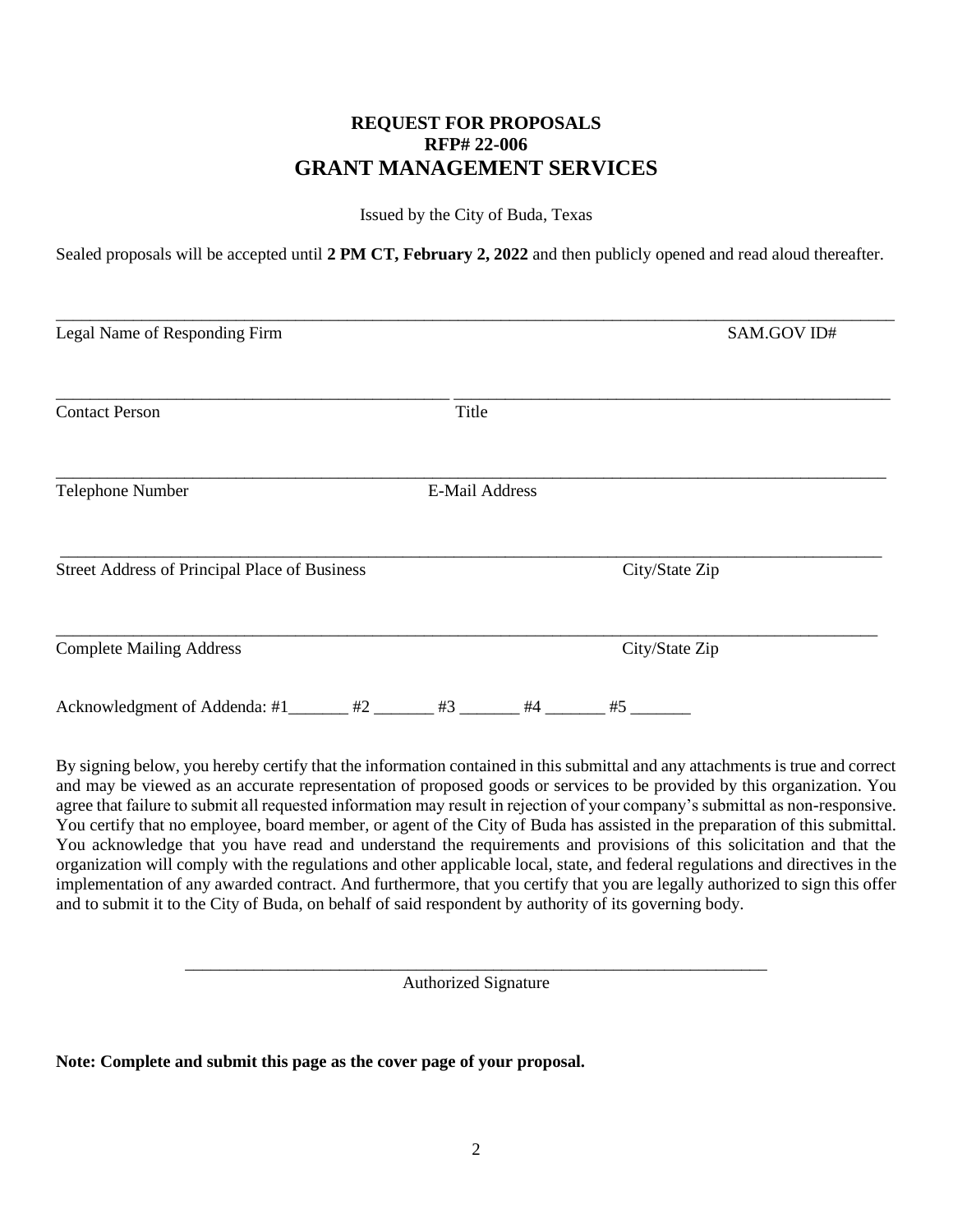**REQUEST FOR PROPOSALS**
**RFP# 22-006**

# GRANT MANAGEMENT SERVICES

Issued by the City of Buda, Texas

Sealed proposals will be accepted until **2 PM CT, February 2, 2022** and then publicly opened and read aloud thereafter.

\_\_\_\_\_\_\_\_\_\_\_\_\_\_\_\_\_\_\_\_\_\_\_\_\_\_\_\_\_\_\_\_\_\_\_\_\_\_\_\_\_\_\_\_\_\_\_\_\_\_\_\_\_\_\_\_\_\_\_\_\_\_\_\_\_\_\_\_\_\_\_\_\_\_\_\_\_\_\_\_\_\_\_\_\_\_\_\_\_\_
Legal Name of Responding Firm                                                                                    SAM.GOV ID#

\_\_\_\_\_\_\_\_\_\_\_\_\_\_\_\_\_\_\_\_\_\_\_\_\_\_\_\_\_\_\_\_\_\_\_\_\_\_\_\_\_\_ \_\_\_\_\_\_\_\_\_\_\_\_\_\_\_\_\_\_\_\_\_\_\_\_\_\_\_\_\_\_\_\_\_\_\_\_\_\_\_\_\_\_\_\_\_\_
Contact Person                                                    Title

\_\_\_\_\_\_\_\_\_\_\_\_\_\_\_\_\_\_\_\_\_\_\_\_\_\_\_\_\_\_\_\_\_\_\_\_\_\_\_\_\_\_\_\_\_\_\_\_\_\_\_\_\_\_\_\_\_\_\_\_\_\_\_\_\_\_\_\_\_\_\_\_\_\_\_\_\_\_\_\_\_\_\_\_\_\_\_\_\_\_
Telephone Number                                              E-Mail Address

\_\_\_\_\_\_\_\_\_\_\_\_\_\_\_\_\_\_\_\_\_\_\_\_\_\_\_\_\_\_\_\_\_\_\_\_\_\_\_\_\_\_\_\_\_\_\_\_\_\_\_\_\_\_\_\_\_\_\_\_\_\_\_\_\_\_\_\_\_\_\_\_\_\_\_\_\_\_\_\_\_\_\_\_\_\_\_\_\_\_
Street Address of Principal Place of Business                                         City/State Zip

\_\_\_\_\_\_\_\_\_\_\_\_\_\_\_\_\_\_\_\_\_\_\_\_\_\_\_\_\_\_\_\_\_\_\_\_\_\_\_\_\_\_\_\_\_\_\_\_\_\_\_\_\_\_\_\_\_\_\_\_\_\_\_\_\_\_\_\_\_\_\_\_\_\_\_\_\_\_\_\_\_\_\_\_\_\_\_\_\_\_
Complete Mailing Address                                                                    City/State Zip

Acknowledgment of Addenda: #1\_\_\_\_\_\_\_ #2 \_\_\_\_\_\_\_ #3 \_\_\_\_\_\_\_ #4 \_\_\_\_\_\_\_ #5 \_\_\_\_\_\_\_

By signing below, you hereby certify that the information contained in this submittal and any attachments is true and correct and may be viewed as an accurate representation of proposed goods or services to be provided by this organization. You agree that failure to submit all requested information may result in rejection of your company's submittal as non-responsive. You certify that no employee, board member, or agent of the City of Buda has assisted in the preparation of this submittal. You acknowledge that you have read and understand the requirements and provisions of this solicitation and that the organization will comply with the regulations and other applicable local, state, and federal regulations and directives in the implementation of any awarded contract. And furthermore, that you certify that you are legally authorized to sign this offer and to submit it to the City of Buda, on behalf of said respondent by authority of its governing body.

\_\_\_\_\_\_\_\_\_\_\_\_\_\_\_\_\_\_\_\_\_\_\_\_\_\_\_\_\_\_\_\_\_\_\_\_\_\_\_\_\_\_\_\_\_\_\_\_\_\_\_\_\_\_\_\_\_\_\_\_\_\_
Authorized Signature

**Note: Complete and submit this page as the cover page of your proposal.**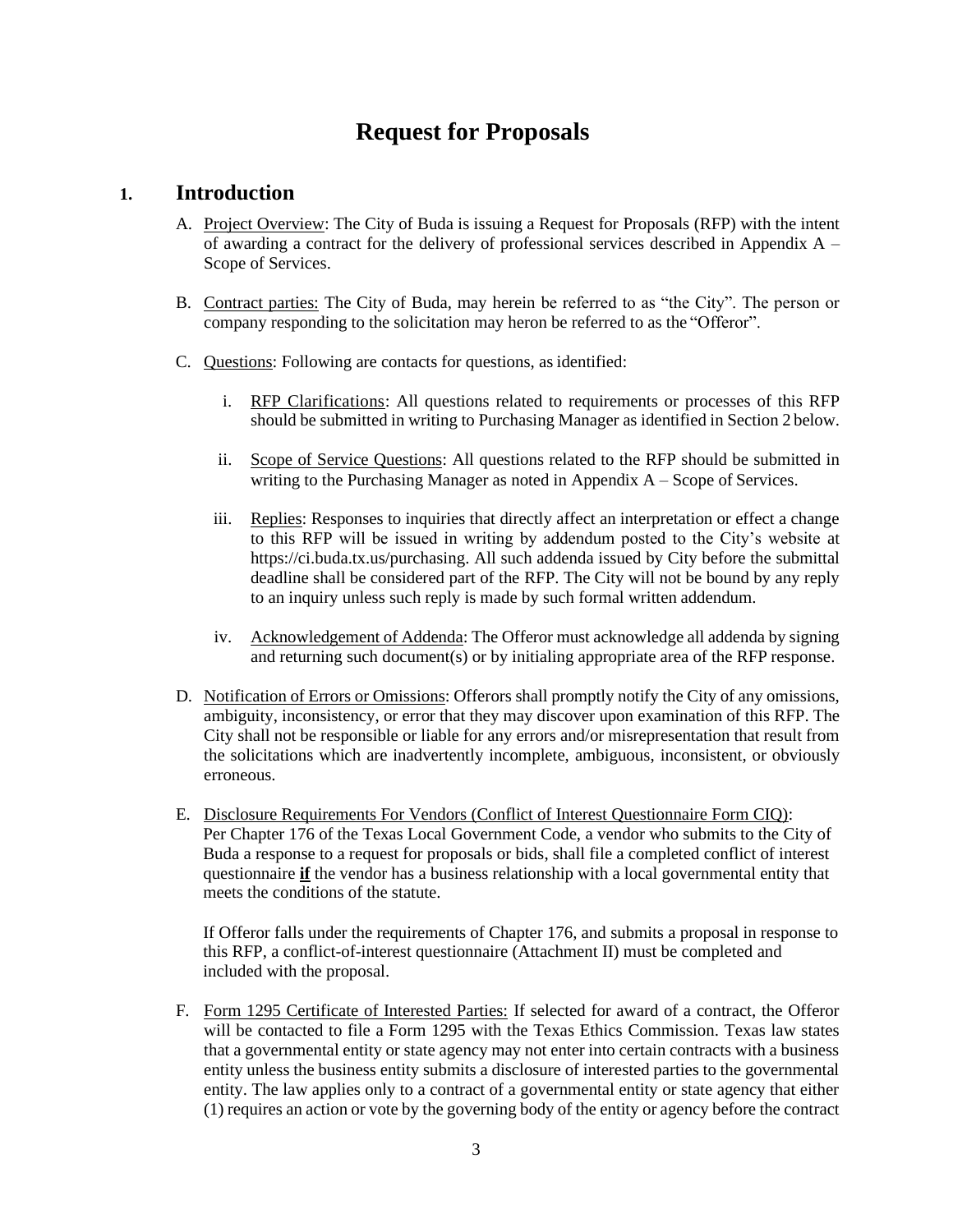# Request for Proposals

## 1. Introduction

A. Project Overview: The City of Buda is issuing a Request for Proposals (RFP) with the intent of awarding a contract for the delivery of professional services described in Appendix A – Scope of Services.

B. Contract parties: The City of Buda, may herein be referred to as "the City". The person or company responding to the solicitation may heron be referred to as the "Offeror".

C. Questions: Following are contacts for questions, as identified:

   i. RFP Clarifications: All questions related to requirements or processes of this RFP should be submitted in writing to Purchasing Manager as identified in Section 2 below.

   ii. Scope of Service Questions: All questions related to the RFP should be submitted in writing to the Purchasing Manager as noted in Appendix A – Scope of Services.

   iii. Replies: Responses to inquiries that directly affect an interpretation or effect a change to this RFP will be issued in writing by addendum posted to the City's website at https://ci.buda.tx.us/purchasing. All such addenda issued by City before the submittal deadline shall be considered part of the RFP. The City will not be bound by any reply to an inquiry unless such reply is made by such formal written addendum.

   iv. Acknowledgement of Addenda: The Offeror must acknowledge all addenda by signing and returning such document(s) or by initialing appropriate area of the RFP response.

D. Notification of Errors or Omissions: Offerors shall promptly notify the City of any omissions, ambiguity, inconsistency, or error that they may discover upon examination of this RFP. The City shall not be responsible or liable for any errors and/or misrepresentation that result from the solicitations which are inadvertently incomplete, ambiguous, inconsistent, or obviously erroneous.

E. Disclosure Requirements For Vendors (Conflict of Interest Questionnaire Form CIQ): Per Chapter 176 of the Texas Local Government Code, a vendor who submits to the City of Buda a response to a request for proposals or bids, shall file a completed conflict of interest questionnaire **if** the vendor has a business relationship with a local governmental entity that meets the conditions of the statute.

   If Offeror falls under the requirements of Chapter 176, and submits a proposal in response to this RFP, a conflict-of-interest questionnaire (Attachment II) must be completed and included with the proposal.

F. Form 1295 Certificate of Interested Parties: If selected for award of a contract, the Offeror will be contacted to file a Form 1295 with the Texas Ethics Commission. Texas law states that a governmental entity or state agency may not enter into certain contracts with a business entity unless the business entity submits a disclosure of interested parties to the governmental entity. The law applies only to a contract of a governmental entity or state agency that either (1) requires an action or vote by the governing body of the entity or agency before the contract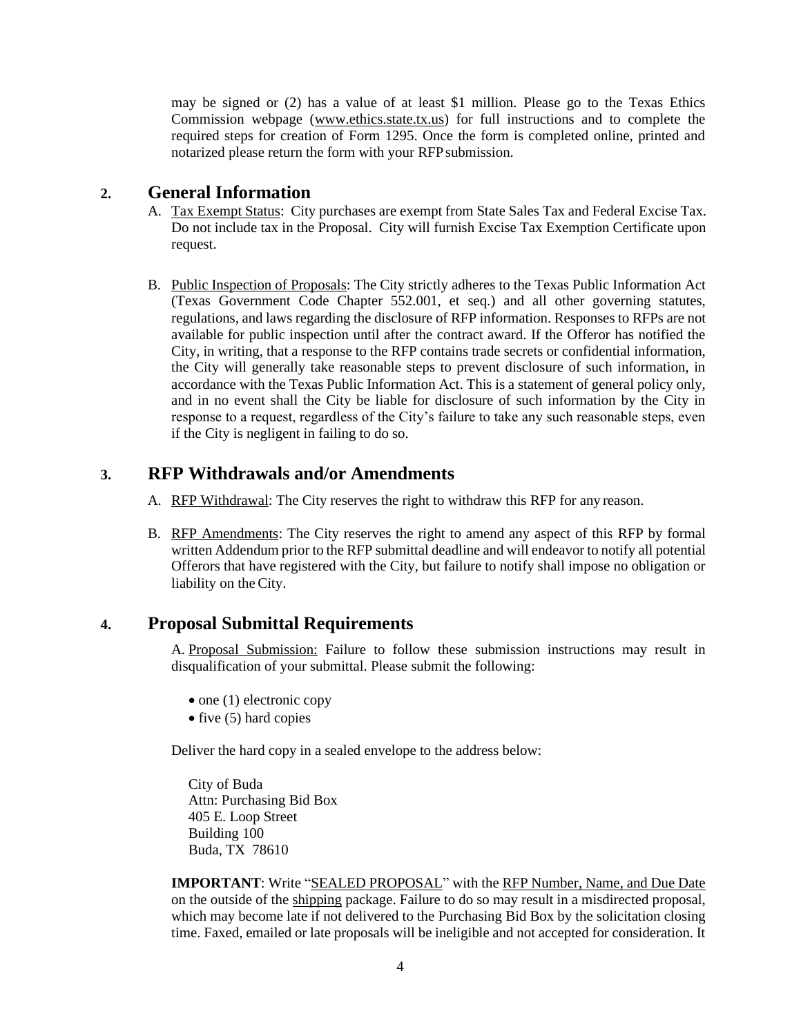may be signed or (2) has a value of at least $1 million. Please go to the Texas Ethics Commission webpage (www.ethics.state.tx.us) for full instructions and to complete the required steps for creation of Form 1295. Once the form is completed online, printed and notarized please return the form with your RFP submission.

## 2. General Information

A. Tax Exempt Status: City purchases are exempt from State Sales Tax and Federal Excise Tax. Do not include tax in the Proposal. City will furnish Excise Tax Exemption Certificate upon request.

B. Public Inspection of Proposals: The City strictly adheres to the Texas Public Information Act (Texas Government Code Chapter 552.001, et seq.) and all other governing statutes, regulations, and laws regarding the disclosure of RFP information. Responses to RFPs are not available for public inspection until after the contract award. If the Offeror has notified the City, in writing, that a response to the RFP contains trade secrets or confidential information, the City will generally take reasonable steps to prevent disclosure of such information, in accordance with the Texas Public Information Act. This is a statement of general policy only, and in no event shall the City be liable for disclosure of such information by the City in response to a request, regardless of the City's failure to take any such reasonable steps, even if the City is negligent in failing to do so.

## 3. RFP Withdrawals and/or Amendments

A. RFP Withdrawal: The City reserves the right to withdraw this RFP for any reason.

B. RFP Amendments: The City reserves the right to amend any aspect of this RFP by formal written Addendum prior to the RFP submittal deadline and will endeavor to notify all potential Offerors that have registered with the City, but failure to notify shall impose no obligation or liability on the City.

## 4. Proposal Submittal Requirements

A. Proposal Submission: Failure to follow these submission instructions may result in disqualification of your submittal. Please submit the following:

- one (1) electronic copy
- five (5) hard copies

Deliver the hard copy in a sealed envelope to the address below:

City of Buda
Attn: Purchasing Bid Box
405 E. Loop Street
Building 100
Buda, TX 78610

**IMPORTANT**: Write "SEALED PROPOSAL" with the RFP Number, Name, and Due Date on the outside of the shipping package. Failure to do so may result in a misdirected proposal, which may become late if not delivered to the Purchasing Bid Box by the solicitation closing time. Faxed, emailed or late proposals will be ineligible and not accepted for consideration. It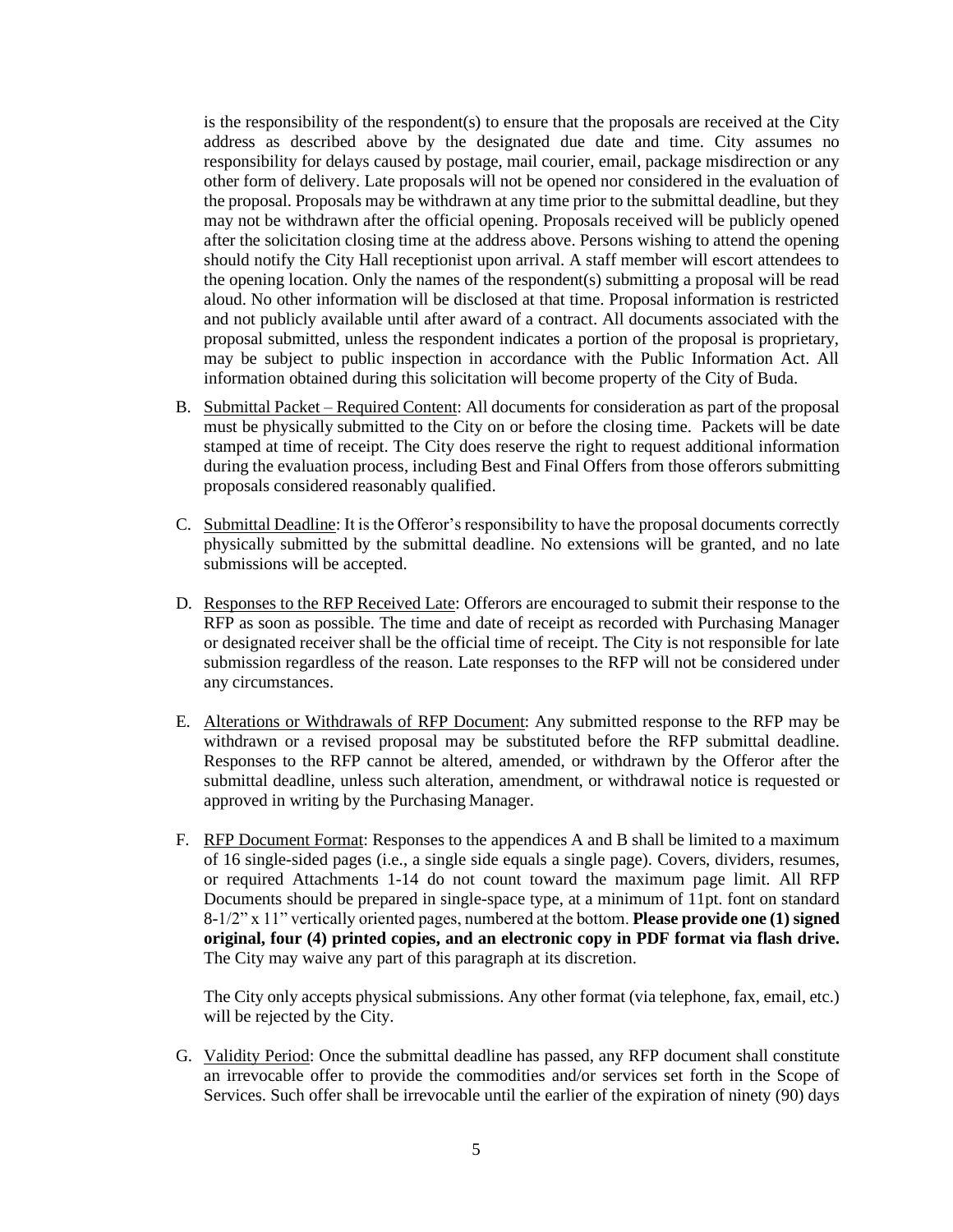is the responsibility of the respondent(s) to ensure that the proposals are received at the City address as described above by the designated due date and time. City assumes no responsibility for delays caused by postage, mail courier, email, package misdirection or any other form of delivery. Late proposals will not be opened nor considered in the evaluation of the proposal. Proposals may be withdrawn at any time prior to the submittal deadline, but they may not be withdrawn after the official opening. Proposals received will be publicly opened after the solicitation closing time at the address above. Persons wishing to attend the opening should notify the City Hall receptionist upon arrival. A staff member will escort attendees to the opening location. Only the names of the respondent(s) submitting a proposal will be read aloud. No other information will be disclosed at that time. Proposal information is restricted and not publicly available until after award of a contract. All documents associated with the proposal submitted, unless the respondent indicates a portion of the proposal is proprietary, may be subject to public inspection in accordance with the Public Information Act. All information obtained during this solicitation will become property of the City of Buda.

B. Submittal Packet – Required Content: All documents for consideration as part of the proposal must be physically submitted to the City on or before the closing time. Packets will be date stamped at time of receipt. The City does reserve the right to request additional information during the evaluation process, including Best and Final Offers from those offerors submitting proposals considered reasonably qualified.

C. Submittal Deadline: It is the Offeror's responsibility to have the proposal documents correctly physically submitted by the submittal deadline. No extensions will be granted, and no late submissions will be accepted.

D. Responses to the RFP Received Late: Offerors are encouraged to submit their response to the RFP as soon as possible. The time and date of receipt as recorded with Purchasing Manager or designated receiver shall be the official time of receipt. The City is not responsible for late submission regardless of the reason. Late responses to the RFP will not be considered under any circumstances.

E. Alterations or Withdrawals of RFP Document: Any submitted response to the RFP may be withdrawn or a revised proposal may be substituted before the RFP submittal deadline. Responses to the RFP cannot be altered, amended, or withdrawn by the Offeror after the submittal deadline, unless such alteration, amendment, or withdrawal notice is requested or approved in writing by the Purchasing Manager.

F. RFP Document Format: Responses to the appendices A and B shall be limited to a maximum of 16 single-sided pages (i.e., a single side equals a single page). Covers, dividers, resumes, or required Attachments 1-14 do not count toward the maximum page limit. All RFP Documents should be prepared in single-space type, at a minimum of 11pt. font on standard 8-1/2" x 11" vertically oriented pages, numbered at the bottom. **Please provide one (1) signed original, four (4) printed copies, and an electronic copy in PDF format via flash drive.** The City may waive any part of this paragraph at its discretion.

   The City only accepts physical submissions. Any other format (via telephone, fax, email, etc.) will be rejected by the City.

G. Validity Period: Once the submittal deadline has passed, any RFP document shall constitute an irrevocable offer to provide the commodities and/or services set forth in the Scope of Services. Such offer shall be irrevocable until the earlier of the expiration of ninety (90) days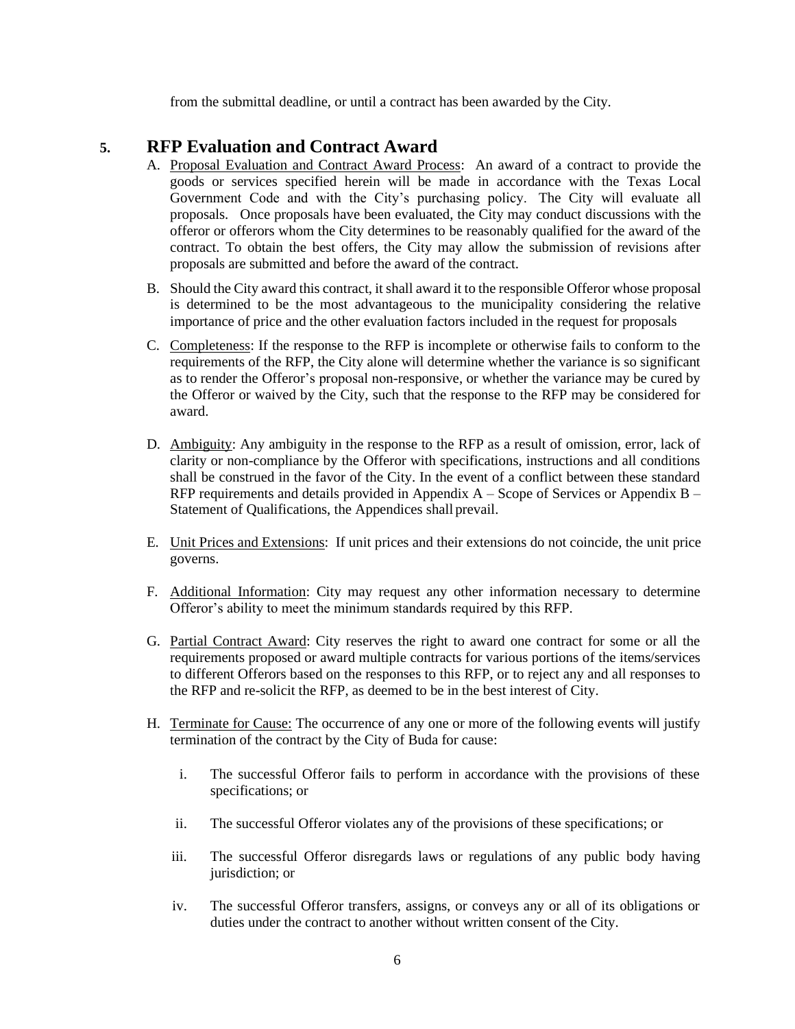from the submittal deadline, or until a contract has been awarded by the City.

## 5. RFP Evaluation and Contract Award

A. Proposal Evaluation and Contract Award Process: An award of a contract to provide the goods or services specified herein will be made in accordance with the Texas Local Government Code and with the City's purchasing policy. The City will evaluate all proposals. Once proposals have been evaluated, the City may conduct discussions with the offeror or offerors whom the City determines to be reasonably qualified for the award of the contract. To obtain the best offers, the City may allow the submission of revisions after proposals are submitted and before the award of the contract.

B. Should the City award this contract, it shall award it to the responsible Offeror whose proposal is determined to be the most advantageous to the municipality considering the relative importance of price and the other evaluation factors included in the request for proposals

C. Completeness: If the response to the RFP is incomplete or otherwise fails to conform to the requirements of the RFP, the City alone will determine whether the variance is so significant as to render the Offeror's proposal non-responsive, or whether the variance may be cured by the Offeror or waived by the City, such that the response to the RFP may be considered for award.

D. Ambiguity: Any ambiguity in the response to the RFP as a result of omission, error, lack of clarity or non-compliance by the Offeror with specifications, instructions and all conditions shall be construed in the favor of the City. In the event of a conflict between these standard RFP requirements and details provided in Appendix A – Scope of Services or Appendix B – Statement of Qualifications, the Appendices shall prevail.

E. Unit Prices and Extensions: If unit prices and their extensions do not coincide, the unit price governs.

F. Additional Information: City may request any other information necessary to determine Offeror's ability to meet the minimum standards required by this RFP.

G. Partial Contract Award: City reserves the right to award one contract for some or all the requirements proposed or award multiple contracts for various portions of the items/services to different Offerors based on the responses to this RFP, or to reject any and all responses to the RFP and re-solicit the RFP, as deemed to be in the best interest of City.

H. Terminate for Cause: The occurrence of any one or more of the following events will justify termination of the contract by the City of Buda for cause:

   i. The successful Offeror fails to perform in accordance with the provisions of these specifications; or

   ii. The successful Offeror violates any of the provisions of these specifications; or

   iii. The successful Offeror disregards laws or regulations of any public body having jurisdiction; or

   iv. The successful Offeror transfers, assigns, or conveys any or all of its obligations or duties under the contract to another without written consent of the City.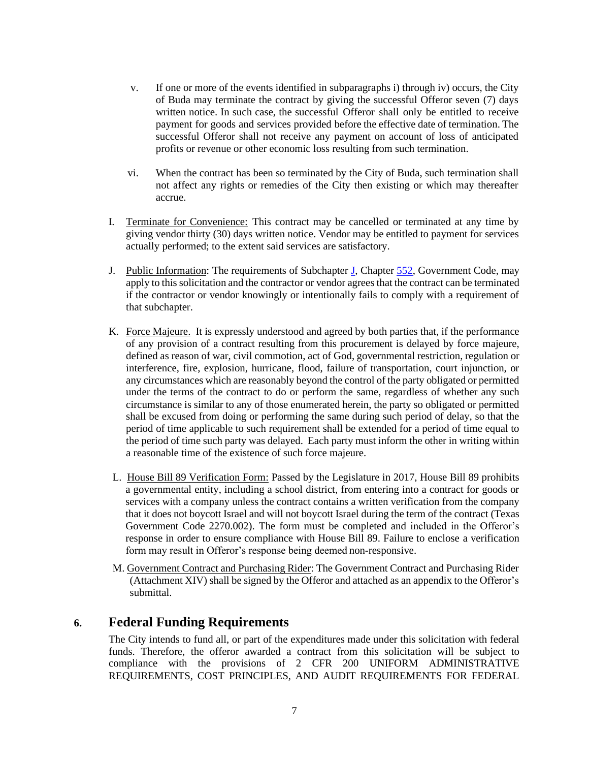v. If one or more of the events identified in subparagraphs i) through iv) occurs, the City of Buda may terminate the contract by giving the successful Offeror seven (7) days written notice. In such case, the successful Offeror shall only be entitled to receive payment for goods and services provided before the effective date of termination. The successful Offeror shall not receive any payment on account of loss of anticipated profits or revenue or other economic loss resulting from such termination.

vi. When the contract has been so terminated by the City of Buda, such termination shall not affect any rights or remedies of the City then existing or which may thereafter accrue.

I. Terminate for Convenience: This contract may be cancelled or terminated at any time by giving vendor thirty (30) days written notice. Vendor may be entitled to payment for services actually performed; to the extent said services are satisfactory.

J. Public Information: The requirements of Subchapter J, Chapter 552, Government Code, may apply to this solicitation and the contractor or vendor agrees that the contract can be terminated if the contractor or vendor knowingly or intentionally fails to comply with a requirement of that subchapter.

K. Force Majeure. It is expressly understood and agreed by both parties that, if the performance of any provision of a contract resulting from this procurement is delayed by force majeure, defined as reason of war, civil commotion, act of God, governmental restriction, regulation or interference, fire, explosion, hurricane, flood, failure of transportation, court injunction, or any circumstances which are reasonably beyond the control of the party obligated or permitted under the terms of the contract to do or perform the same, regardless of whether any such circumstance is similar to any of those enumerated herein, the party so obligated or permitted shall be excused from doing or performing the same during such period of delay, so that the period of time applicable to such requirement shall be extended for a period of time equal to the period of time such party was delayed. Each party must inform the other in writing within a reasonable time of the existence of such force majeure.

L. House Bill 89 Verification Form: Passed by the Legislature in 2017, House Bill 89 prohibits a governmental entity, including a school district, from entering into a contract for goods or services with a company unless the contract contains a written verification from the company that it does not boycott Israel and will not boycott Israel during the term of the contract (Texas Government Code 2270.002). The form must be completed and included in the Offeror's response in order to ensure compliance with House Bill 89. Failure to enclose a verification form may result in Offeror's response being deemed non-responsive.

M. Government Contract and Purchasing Rider: The Government Contract and Purchasing Rider (Attachment XIV) shall be signed by the Offeror and attached as an appendix to the Offeror's submittal.

## 6. Federal Funding Requirements

The City intends to fund all, or part of the expenditures made under this solicitation with federal funds. Therefore, the offeror awarded a contract from this solicitation will be subject to compliance with the provisions of 2 CFR 200 UNIFORM ADMINISTRATIVE REQUIREMENTS, COST PRINCIPLES, AND AUDIT REQUIREMENTS FOR FEDERAL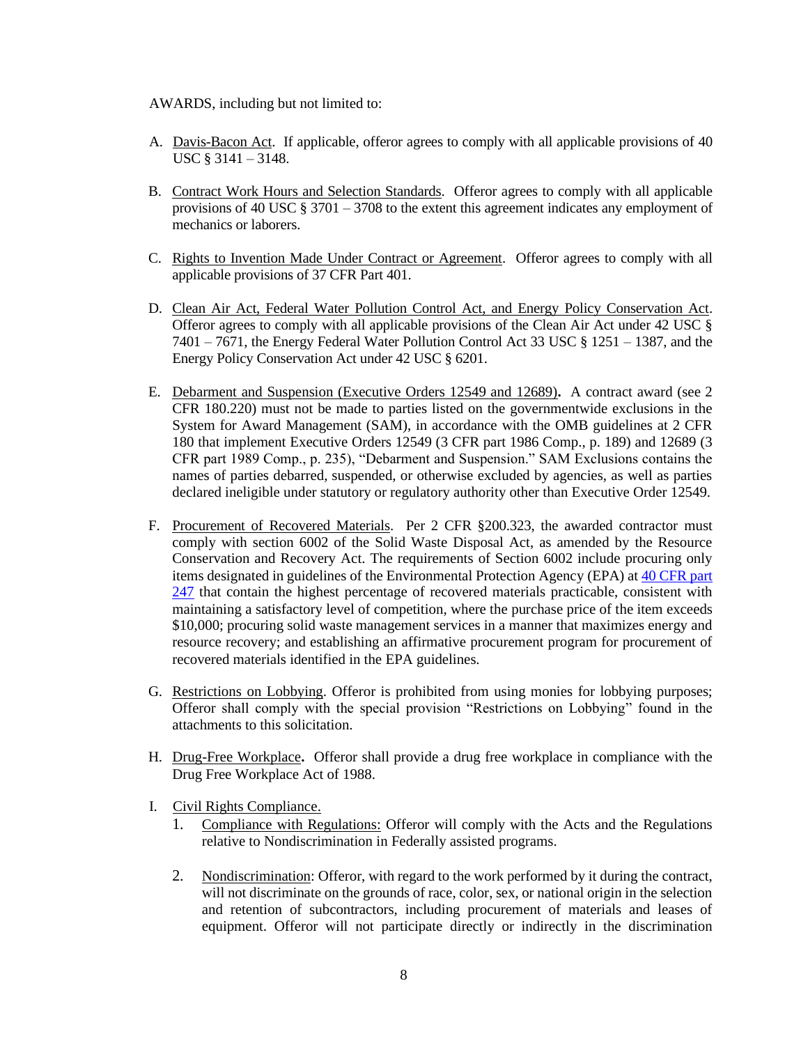AWARDS, including but not limited to:

A. Davis-Bacon Act. If applicable, offeror agrees to comply with all applicable provisions of 40 USC § 3141 – 3148.

B. Contract Work Hours and Selection Standards. Offeror agrees to comply with all applicable provisions of 40 USC § 3701 – 3708 to the extent this agreement indicates any employment of mechanics or laborers.

C. Rights to Invention Made Under Contract or Agreement. Offeror agrees to comply with all applicable provisions of 37 CFR Part 401.

D. Clean Air Act, Federal Water Pollution Control Act, and Energy Policy Conservation Act. Offeror agrees to comply with all applicable provisions of the Clean Air Act under 42 USC § 7401 – 7671, the Energy Federal Water Pollution Control Act 33 USC § 1251 – 1387, and the Energy Policy Conservation Act under 42 USC § 6201.

E. Debarment and Suspension (Executive Orders 12549 and 12689). A contract award (see 2 CFR 180.220) must not be made to parties listed on the governmentwide exclusions in the System for Award Management (SAM), in accordance with the OMB guidelines at 2 CFR 180 that implement Executive Orders 12549 (3 CFR part 1986 Comp., p. 189) and 12689 (3 CFR part 1989 Comp., p. 235), "Debarment and Suspension." SAM Exclusions contains the names of parties debarred, suspended, or otherwise excluded by agencies, as well as parties declared ineligible under statutory or regulatory authority other than Executive Order 12549.

F. Procurement of Recovered Materials. Per 2 CFR §200.323, the awarded contractor must comply with section 6002 of the Solid Waste Disposal Act, as amended by the Resource Conservation and Recovery Act. The requirements of Section 6002 include procuring only items designated in guidelines of the Environmental Protection Agency (EPA) at 40 CFR part 247 that contain the highest percentage of recovered materials practicable, consistent with maintaining a satisfactory level of competition, where the purchase price of the item exceeds $10,000; procuring solid waste management services in a manner that maximizes energy and resource recovery; and establishing an affirmative procurement program for procurement of recovered materials identified in the EPA guidelines.

G. Restrictions on Lobbying. Offeror is prohibited from using monies for lobbying purposes; Offeror shall comply with the special provision "Restrictions on Lobbying" found in the attachments to this solicitation.

H. Drug-Free Workplace. Offeror shall provide a drug free workplace in compliance with the Drug Free Workplace Act of 1988.

I. Civil Rights Compliance.
   1. Compliance with Regulations: Offeror will comply with the Acts and the Regulations relative to Nondiscrimination in Federally assisted programs.

   2. Nondiscrimination: Offeror, with regard to the work performed by it during the contract, will not discriminate on the grounds of race, color, sex, or national origin in the selection and retention of subcontractors, including procurement of materials and leases of equipment. Offeror will not participate directly or indirectly in the discrimination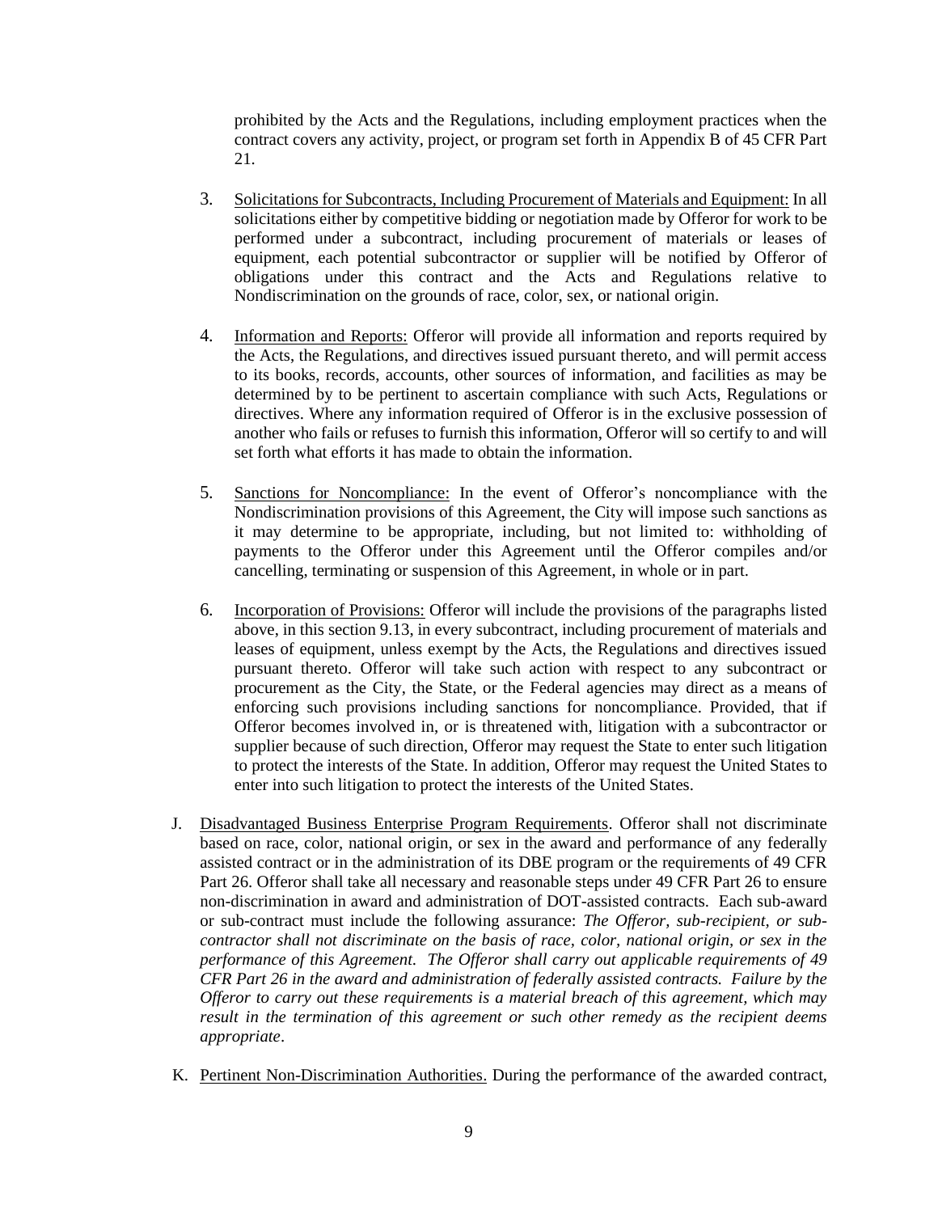prohibited by the Acts and the Regulations, including employment practices when the contract covers any activity, project, or program set forth in Appendix B of 45 CFR Part 21.

3. Solicitations for Subcontracts, Including Procurement of Materials and Equipment: In all solicitations either by competitive bidding or negotiation made by Offeror for work to be performed under a subcontract, including procurement of materials or leases of equipment, each potential subcontractor or supplier will be notified by Offeror of obligations under this contract and the Acts and Regulations relative to Nondiscrimination on the grounds of race, color, sex, or national origin.

4. Information and Reports: Offeror will provide all information and reports required by the Acts, the Regulations, and directives issued pursuant thereto, and will permit access to its books, records, accounts, other sources of information, and facilities as may be determined by to be pertinent to ascertain compliance with such Acts, Regulations or directives. Where any information required of Offeror is in the exclusive possession of another who fails or refuses to furnish this information, Offeror will so certify to and will set forth what efforts it has made to obtain the information.

5. Sanctions for Noncompliance: In the event of Offeror's noncompliance with the Nondiscrimination provisions of this Agreement, the City will impose such sanctions as it may determine to be appropriate, including, but not limited to: withholding of payments to the Offeror under this Agreement until the Offeror compiles and/or cancelling, terminating or suspension of this Agreement, in whole or in part.

6. Incorporation of Provisions: Offeror will include the provisions of the paragraphs listed above, in this section 9.13, in every subcontract, including procurement of materials and leases of equipment, unless exempt by the Acts, the Regulations and directives issued pursuant thereto. Offeror will take such action with respect to any subcontract or procurement as the City, the State, or the Federal agencies may direct as a means of enforcing such provisions including sanctions for noncompliance. Provided, that if Offeror becomes involved in, or is threatened with, litigation with a subcontractor or supplier because of such direction, Offeror may request the State to enter such litigation to protect the interests of the State. In addition, Offeror may request the United States to enter into such litigation to protect the interests of the United States.

J. Disadvantaged Business Enterprise Program Requirements. Offeror shall not discriminate based on race, color, national origin, or sex in the award and performance of any federally assisted contract or in the administration of its DBE program or the requirements of 49 CFR Part 26. Offeror shall take all necessary and reasonable steps under 49 CFR Part 26 to ensure non-discrimination in award and administration of DOT-assisted contracts. Each sub-award or sub-contract must include the following assurance: *The Offeror, sub-recipient, or sub-contractor shall not discriminate on the basis of race, color, national origin, or sex in the performance of this Agreement. The Offeror shall carry out applicable requirements of 49 CFR Part 26 in the award and administration of federally assisted contracts. Failure by the Offeror to carry out these requirements is a material breach of this agreement, which may result in the termination of this agreement or such other remedy as the recipient deems appropriate*.

K. Pertinent Non-Discrimination Authorities. During the performance of the awarded contract,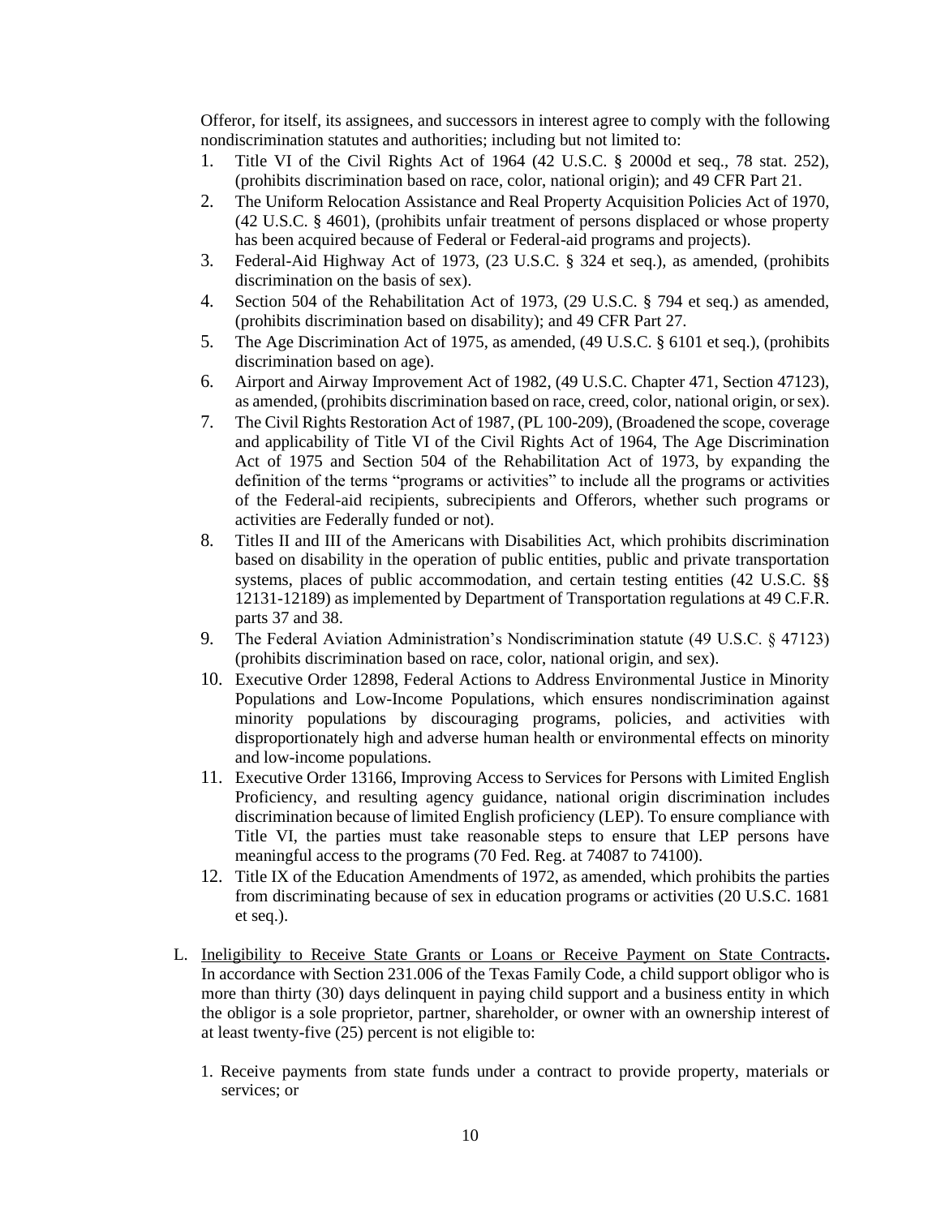Offeror, for itself, its assignees, and successors in interest agree to comply with the following nondiscrimination statutes and authorities; including but not limited to:

1. Title VI of the Civil Rights Act of 1964 (42 U.S.C. § 2000d et seq., 78 stat. 252), (prohibits discrimination based on race, color, national origin); and 49 CFR Part 21.
2. The Uniform Relocation Assistance and Real Property Acquisition Policies Act of 1970, (42 U.S.C. § 4601), (prohibits unfair treatment of persons displaced or whose property has been acquired because of Federal or Federal-aid programs and projects).
3. Federal-Aid Highway Act of 1973, (23 U.S.C. § 324 et seq.), as amended, (prohibits discrimination on the basis of sex).
4. Section 504 of the Rehabilitation Act of 1973, (29 U.S.C. § 794 et seq.) as amended, (prohibits discrimination based on disability); and 49 CFR Part 27.
5. The Age Discrimination Act of 1975, as amended, (49 U.S.C. § 6101 et seq.), (prohibits discrimination based on age).
6. Airport and Airway Improvement Act of 1982, (49 U.S.C. Chapter 471, Section 47123), as amended, (prohibits discrimination based on race, creed, color, national origin, or sex).
7. The Civil Rights Restoration Act of 1987, (PL 100-209), (Broadened the scope, coverage and applicability of Title VI of the Civil Rights Act of 1964, The Age Discrimination Act of 1975 and Section 504 of the Rehabilitation Act of 1973, by expanding the definition of the terms "programs or activities" to include all the programs or activities of the Federal-aid recipients, subrecipients and Offerors, whether such programs or activities are Federally funded or not).
8. Titles II and III of the Americans with Disabilities Act, which prohibits discrimination based on disability in the operation of public entities, public and private transportation systems, places of public accommodation, and certain testing entities (42 U.S.C. §§ 12131-12189) as implemented by Department of Transportation regulations at 49 C.F.R. parts 37 and 38.
9. The Federal Aviation Administration's Nondiscrimination statute (49 U.S.C. § 47123) (prohibits discrimination based on race, color, national origin, and sex).
10. Executive Order 12898, Federal Actions to Address Environmental Justice in Minority Populations and Low-Income Populations, which ensures nondiscrimination against minority populations by discouraging programs, policies, and activities with disproportionately high and adverse human health or environmental effects on minority and low-income populations.
11. Executive Order 13166, Improving Access to Services for Persons with Limited English Proficiency, and resulting agency guidance, national origin discrimination includes discrimination because of limited English proficiency (LEP). To ensure compliance with Title VI, the parties must take reasonable steps to ensure that LEP persons have meaningful access to the programs (70 Fed. Reg. at 74087 to 74100).
12. Title IX of the Education Amendments of 1972, as amended, which prohibits the parties from discriminating because of sex in education programs or activities (20 U.S.C. 1681 et seq.).

L. Ineligibility to Receive State Grants or Loans or Receive Payment on State Contracts**.** In accordance with Section 231.006 of the Texas Family Code, a child support obligor who is more than thirty (30) days delinquent in paying child support and a business entity in which the obligor is a sole proprietor, partner, shareholder, or owner with an ownership interest of at least twenty-five (25) percent is not eligible to:

1. Receive payments from state funds under a contract to provide property, materials or services; or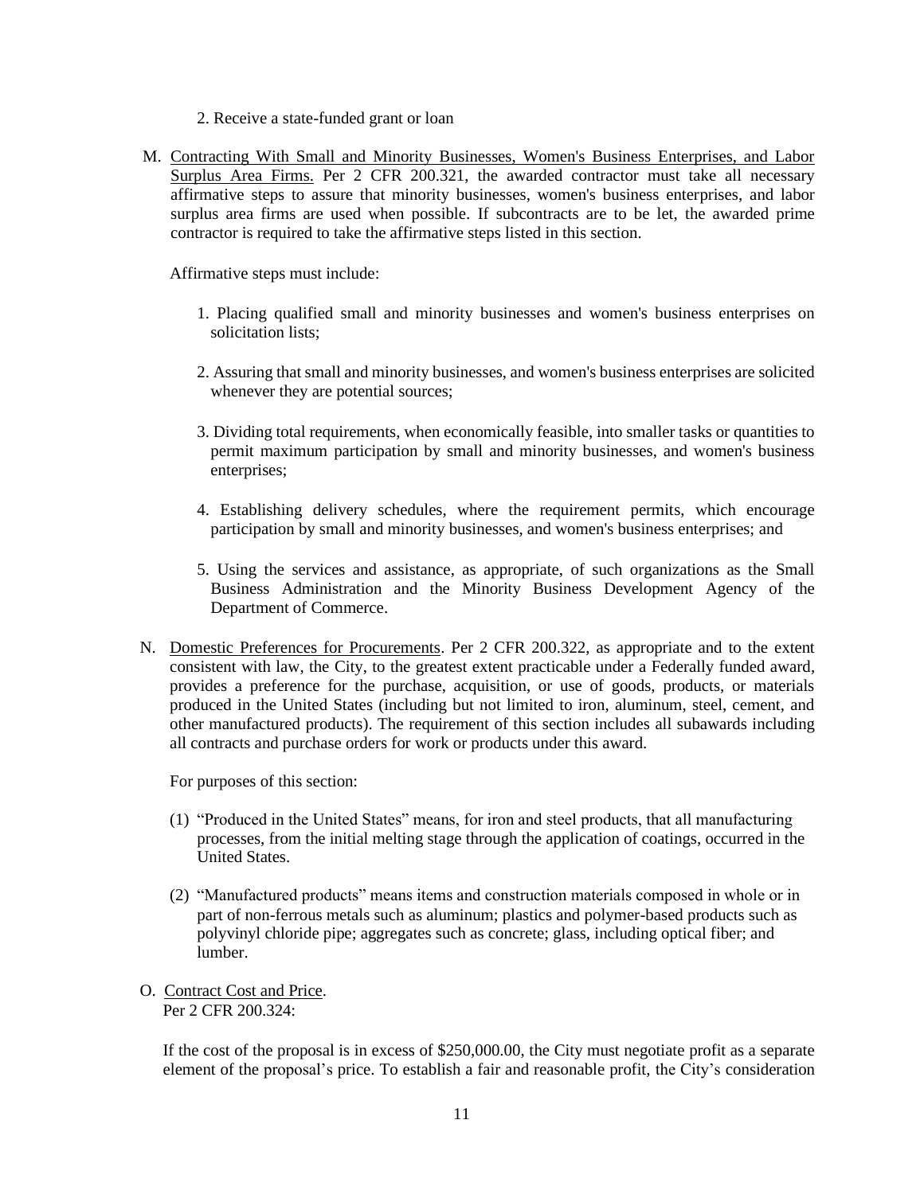2. Receive a state-funded grant or loan

M. Contracting With Small and Minority Businesses, Women's Business Enterprises, and Labor Surplus Area Firms. Per 2 CFR 200.321, the awarded contractor must take all necessary affirmative steps to assure that minority businesses, women's business enterprises, and labor surplus area firms are used when possible. If subcontracts are to be let, the awarded prime contractor is required to take the affirmative steps listed in this section.

   Affirmative steps must include:

   1. Placing qualified small and minority businesses and women's business enterprises on solicitation lists;

   2. Assuring that small and minority businesses, and women's business enterprises are solicited whenever they are potential sources;

   3. Dividing total requirements, when economically feasible, into smaller tasks or quantities to permit maximum participation by small and minority businesses, and women's business enterprises;

   4. Establishing delivery schedules, where the requirement permits, which encourage participation by small and minority businesses, and women's business enterprises; and

   5. Using the services and assistance, as appropriate, of such organizations as the Small Business Administration and the Minority Business Development Agency of the Department of Commerce.

N. Domestic Preferences for Procurements. Per 2 CFR 200.322, as appropriate and to the extent consistent with law, the City, to the greatest extent practicable under a Federally funded award, provides a preference for the purchase, acquisition, or use of goods, products, or materials produced in the United States (including but not limited to iron, aluminum, steel, cement, and other manufactured products). The requirement of this section includes all subawards including all contracts and purchase orders for work or products under this award.

   For purposes of this section:

   (1) "Produced in the United States" means, for iron and steel products, that all manufacturing processes, from the initial melting stage through the application of coatings, occurred in the United States.

   (2) "Manufactured products" means items and construction materials composed in whole or in part of non-ferrous metals such as aluminum; plastics and polymer-based products such as polyvinyl chloride pipe; aggregates such as concrete; glass, including optical fiber; and lumber.

O. Contract Cost and Price.
   Per 2 CFR 200.324:

   If the cost of the proposal is in excess of $250,000.00, the City must negotiate profit as a separate element of the proposal's price. To establish a fair and reasonable profit, the City's consideration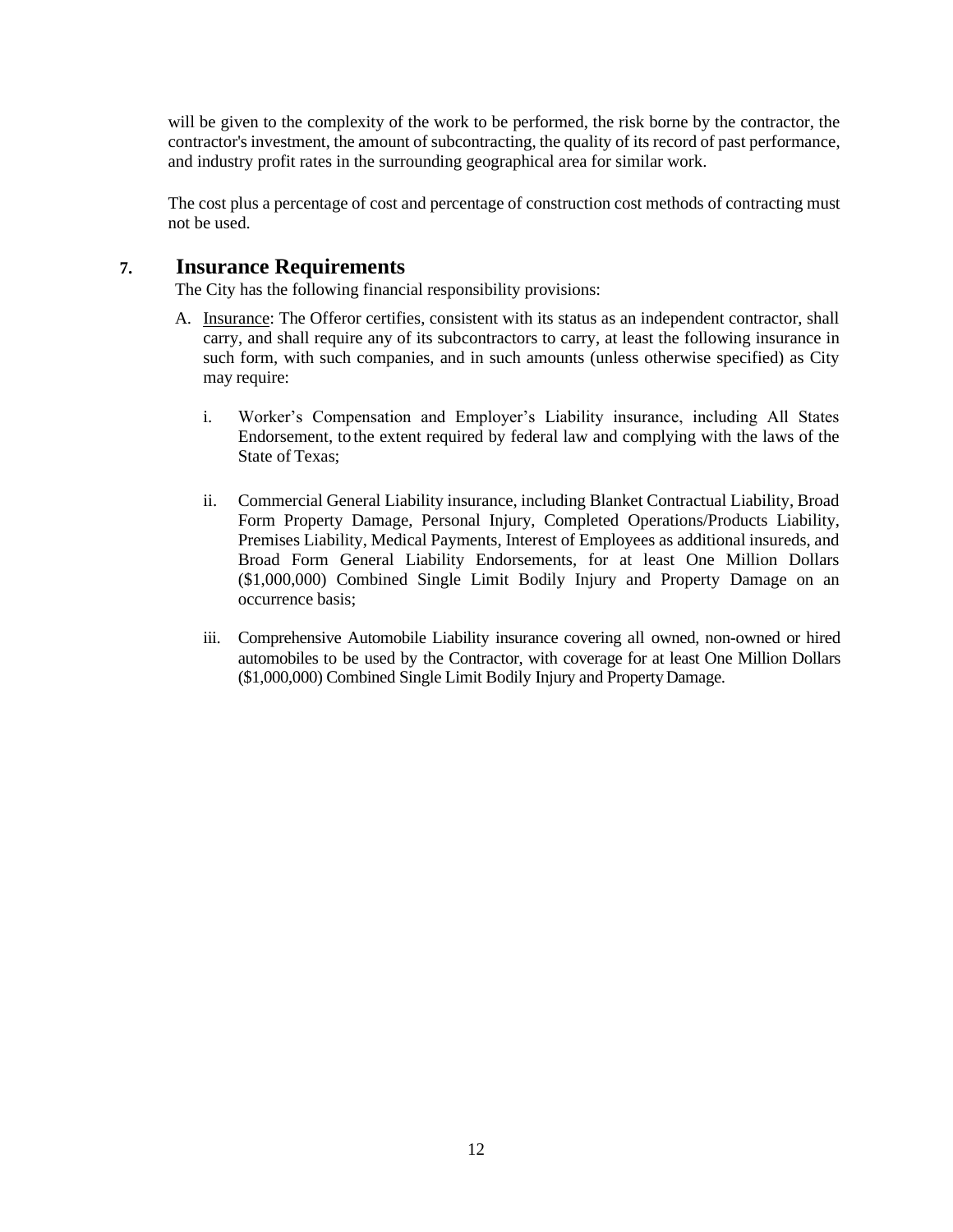will be given to the complexity of the work to be performed, the risk borne by the contractor, the contractor's investment, the amount of subcontracting, the quality of its record of past performance, and industry profit rates in the surrounding geographical area for similar work.

The cost plus a percentage of cost and percentage of construction cost methods of contracting must not be used.

## 7. Insurance Requirements

The City has the following financial responsibility provisions:

A. Insurance: The Offeror certifies, consistent with its status as an independent contractor, shall carry, and shall require any of its subcontractors to carry, at least the following insurance in such form, with such companies, and in such amounts (unless otherwise specified) as City may require:

   i. Worker's Compensation and Employer's Liability insurance, including All States Endorsement, to the extent required by federal law and complying with the laws of the State of Texas;

   ii. Commercial General Liability insurance, including Blanket Contractual Liability, Broad Form Property Damage, Personal Injury, Completed Operations/Products Liability, Premises Liability, Medical Payments, Interest of Employees as additional insureds, and Broad Form General Liability Endorsements, for at least One Million Dollars ($1,000,000) Combined Single Limit Bodily Injury and Property Damage on an occurrence basis;

   iii. Comprehensive Automobile Liability insurance covering all owned, non-owned or hired automobiles to be used by the Contractor, with coverage for at least One Million Dollars ($1,000,000) Combined Single Limit Bodily Injury and Property Damage.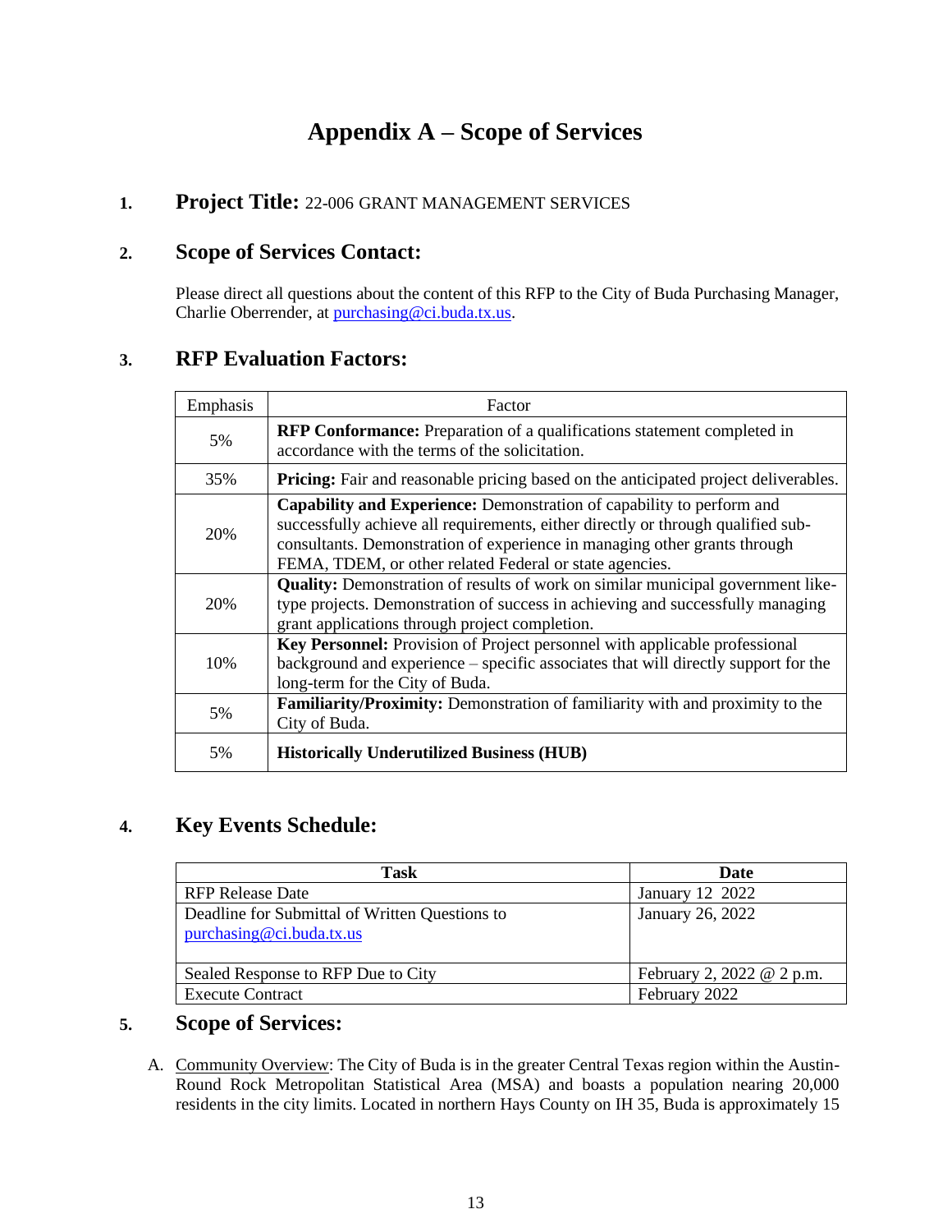# Appendix A – Scope of Services

## 1. Project Title: 22-006 GRANT MANAGEMENT SERVICES

## 2. Scope of Services Contact:

Please direct all questions about the content of this RFP to the City of Buda Purchasing Manager, Charlie Oberrender, at purchasing@ci.buda.tx.us.

## 3. RFP Evaluation Factors:

| Emphasis | Factor |
|---|---|
| 5% | **RFP Conformance:** Preparation of a qualifications statement completed in accordance with the terms of the solicitation. |
| 35% | **Pricing:** Fair and reasonable pricing based on the anticipated project deliverables. |
| 20% | **Capability and Experience:** Demonstration of capability to perform and successfully achieve all requirements, either directly or through qualified sub-consultants. Demonstration of experience in managing other grants through FEMA, TDEM, or other related Federal or state agencies. |
| 20% | **Quality:** Demonstration of results of work on similar municipal government like-type projects. Demonstration of success in achieving and successfully managing grant applications through project completion. |
| 10% | **Key Personnel:** Provision of Project personnel with applicable professional background and experience – specific associates that will directly support for the long-term for the City of Buda. |
| 5% | **Familiarity/Proximity:** Demonstration of familiarity with and proximity to the City of Buda. |
| 5% | **Historically Underutilized Business (HUB)** |

## 4. Key Events Schedule:

| Task | Date |
|---|---|
| RFP Release Date | January 12 2022 |
| Deadline for Submittal of Written Questions to purchasing@ci.buda.tx.us | January 26, 2022 |
| Sealed Response to RFP Due to City | February 2, 2022 @ 2 p.m. |
| Execute Contract | February 2022 |

## 5. Scope of Services:

A. Community Overview: The City of Buda is in the greater Central Texas region within the Austin-Round Rock Metropolitan Statistical Area (MSA) and boasts a population nearing 20,000 residents in the city limits. Located in northern Hays County on IH 35, Buda is approximately 15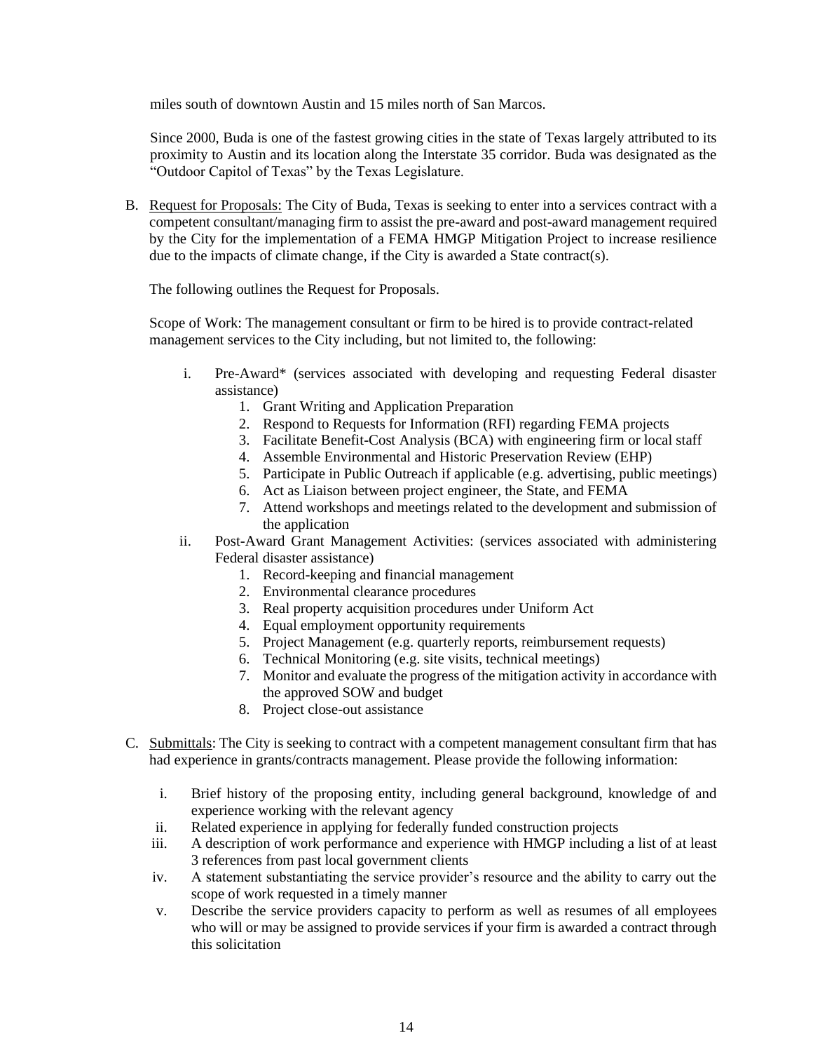miles south of downtown Austin and 15 miles north of San Marcos.

Since 2000, Buda is one of the fastest growing cities in the state of Texas largely attributed to its proximity to Austin and its location along the Interstate 35 corridor. Buda was designated as the "Outdoor Capitol of Texas" by the Texas Legislature.

B. Request for Proposals: The City of Buda, Texas is seeking to enter into a services contract with a competent consultant/managing firm to assist the pre-award and post-award management required by the City for the implementation of a FEMA HMGP Mitigation Project to increase resilience due to the impacts of climate change, if the City is awarded a State contract(s).

The following outlines the Request for Proposals.

Scope of Work: The management consultant or firm to be hired is to provide contract-related management services to the City including, but not limited to, the following:

i. Pre-Award* (services associated with developing and requesting Federal disaster assistance)
   1. Grant Writing and Application Preparation
   2. Respond to Requests for Information (RFI) regarding FEMA projects
   3. Facilitate Benefit-Cost Analysis (BCA) with engineering firm or local staff
   4. Assemble Environmental and Historic Preservation Review (EHP)
   5. Participate in Public Outreach if applicable (e.g. advertising, public meetings)
   6. Act as Liaison between project engineer, the State, and FEMA
   7. Attend workshops and meetings related to the development and submission of the application

ii. Post-Award Grant Management Activities: (services associated with administering Federal disaster assistance)
   1. Record-keeping and financial management
   2. Environmental clearance procedures
   3. Real property acquisition procedures under Uniform Act
   4. Equal employment opportunity requirements
   5. Project Management (e.g. quarterly reports, reimbursement requests)
   6. Technical Monitoring (e.g. site visits, technical meetings)
   7. Monitor and evaluate the progress of the mitigation activity in accordance with the approved SOW and budget
   8. Project close-out assistance

C. Submittals: The City is seeking to contract with a competent management consultant firm that has had experience in grants/contracts management. Please provide the following information:

i. Brief history of the proposing entity, including general background, knowledge of and experience working with the relevant agency
ii. Related experience in applying for federally funded construction projects
iii. A description of work performance and experience with HMGP including a list of at least 3 references from past local government clients
iv. A statement substantiating the service provider's resource and the ability to carry out the scope of work requested in a timely manner
v. Describe the service providers capacity to perform as well as resumes of all employees who will or may be assigned to provide services if your firm is awarded a contract through this solicitation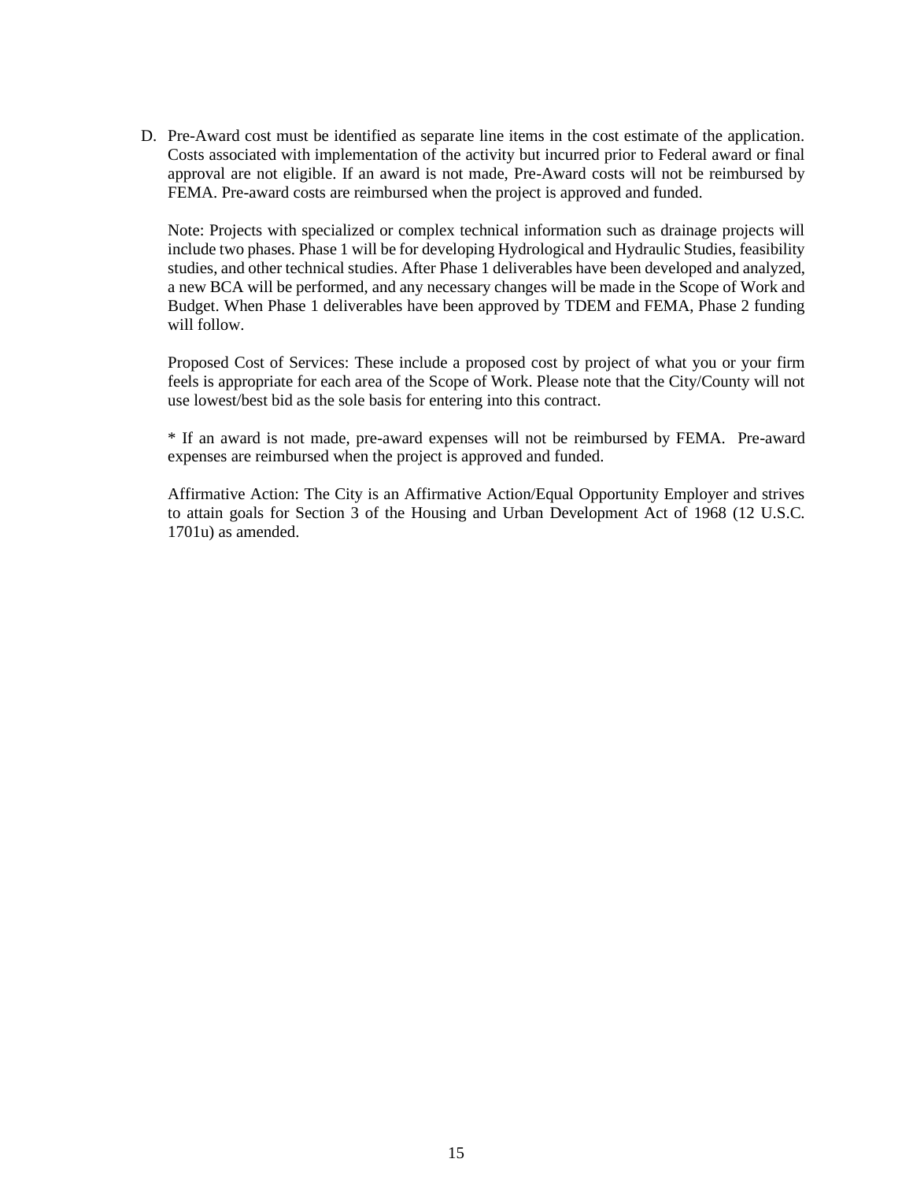D. Pre-Award cost must be identified as separate line items in the cost estimate of the application. Costs associated with implementation of the activity but incurred prior to Federal award or final approval are not eligible. If an award is not made, Pre-Award costs will not be reimbursed by FEMA. Pre-award costs are reimbursed when the project is approved and funded.

   Note: Projects with specialized or complex technical information such as drainage projects will include two phases. Phase 1 will be for developing Hydrological and Hydraulic Studies, feasibility studies, and other technical studies. After Phase 1 deliverables have been developed and analyzed, a new BCA will be performed, and any necessary changes will be made in the Scope of Work and Budget. When Phase 1 deliverables have been approved by TDEM and FEMA, Phase 2 funding will follow.

   Proposed Cost of Services: These include a proposed cost by project of what you or your firm feels is appropriate for each area of the Scope of Work. Please note that the City/County will not use lowest/best bid as the sole basis for entering into this contract.

   * If an award is not made, pre-award expenses will not be reimbursed by FEMA. Pre-award expenses are reimbursed when the project is approved and funded.

   Affirmative Action: The City is an Affirmative Action/Equal Opportunity Employer and strives to attain goals for Section 3 of the Housing and Urban Development Act of 1968 (12 U.S.C. 1701u) as amended.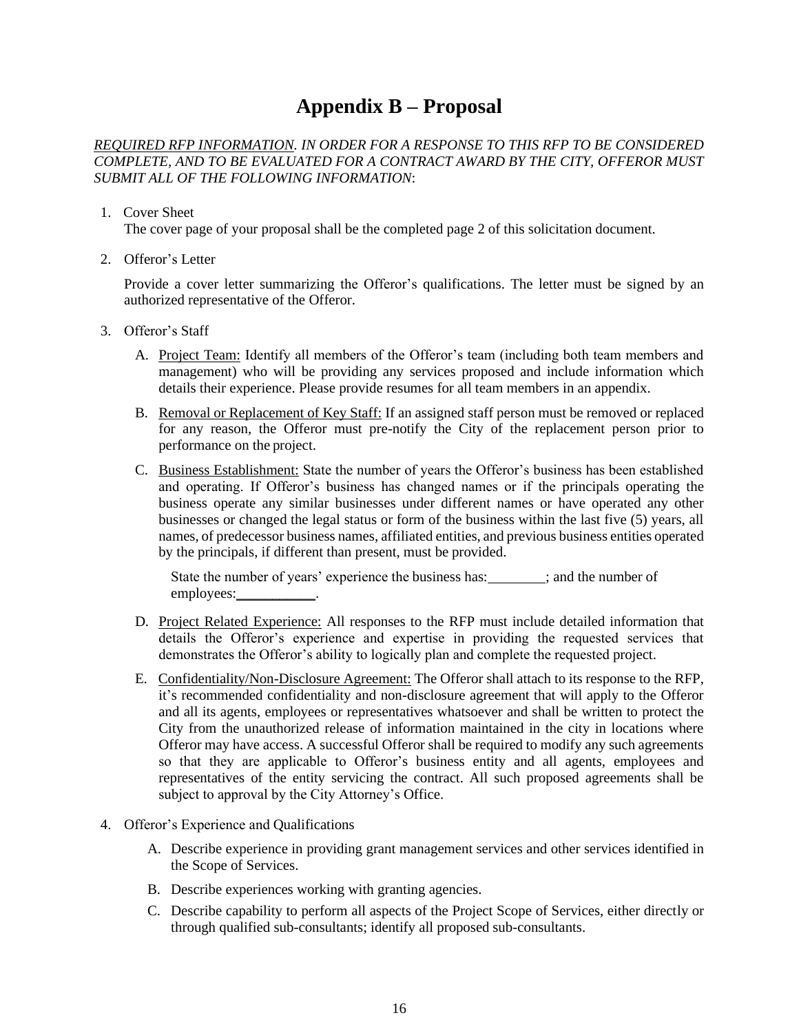# Appendix B – Proposal

*<u>REQUIRED RFP INFORMATION</u>. IN ORDER FOR A RESPONSE TO THIS RFP TO BE CONSIDERED COMPLETE, AND TO BE EVALUATED FOR A CONTRACT AWARD BY THE CITY, OFFEROR MUST SUBMIT ALL OF THE FOLLOWING INFORMATION*:

1. Cover Sheet

   The cover page of your proposal shall be the completed page 2 of this solicitation document.

2. Offeror's Letter

   Provide a cover letter summarizing the Offeror's qualifications. The letter must be signed by an authorized representative of the Offeror.

3. Offeror's Staff

   A. <u>Project Team:</u> Identify all members of the Offeror's team (including both team members and management) who will be providing any services proposed and include information which details their experience. Please provide resumes for all team members in an appendix.

   B. <u>Removal or Replacement of Key Staff:</u> If an assigned staff person must be removed or replaced for any reason, the Offeror must pre-notify the City of the replacement person prior to performance on the project.

   C. <u>Business Establishment:</u> State the number of years the Offeror's business has been established and operating. If Offeror's business has changed names or if the principals operating the business operate any similar businesses under different names or have operated any other businesses or changed the legal status or form of the business within the last five (5) years, all names, of predecessor business names, affiliated entities, and previous business entities operated by the principals, if different than present, must be provided.

      State the number of years' experience the business has:________; and the number of employees:___________.

   D. <u>Project Related Experience:</u> All responses to the RFP must include detailed information that details the Offeror's experience and expertise in providing the requested services that demonstrates the Offeror's ability to logically plan and complete the requested project.

   E. <u>Confidentiality/Non-Disclosure Agreement:</u> The Offeror shall attach to its response to the RFP, it's recommended confidentiality and non-disclosure agreement that will apply to the Offeror and all its agents, employees or representatives whatsoever and shall be written to protect the City from the unauthorized release of information maintained in the city in locations where Offeror may have access. A successful Offeror shall be required to modify any such agreements so that they are applicable to Offeror's business entity and all agents, employees and representatives of the entity servicing the contract. All such proposed agreements shall be subject to approval by the City Attorney's Office.

4. Offeror's Experience and Qualifications

   A. Describe experience in providing grant management services and other services identified in the Scope of Services.

   B. Describe experiences working with granting agencies.

   C. Describe capability to perform all aspects of the Project Scope of Services, either directly or through qualified sub-consultants; identify all proposed sub-consultants.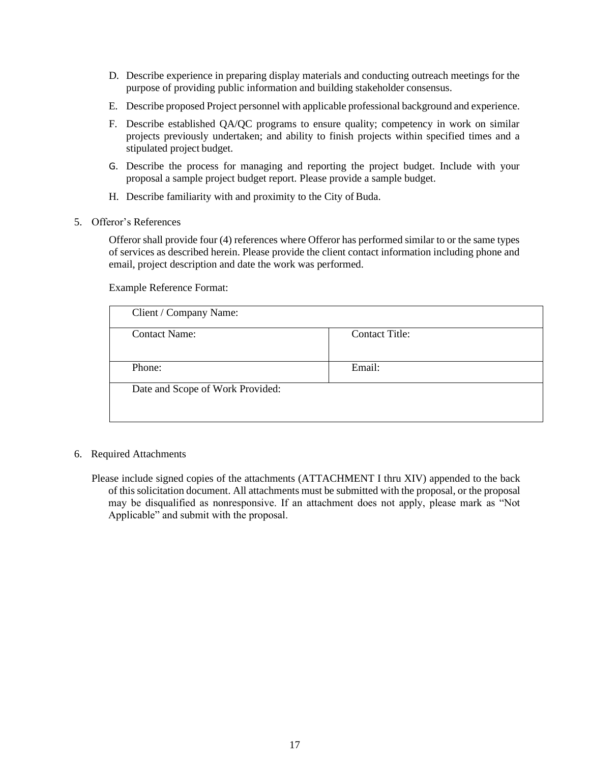D. Describe experience in preparing display materials and conducting outreach meetings for the purpose of providing public information and building stakeholder consensus.

E. Describe proposed Project personnel with applicable professional background and experience.

F. Describe established QA/QC programs to ensure quality; competency in work on similar projects previously undertaken; and ability to finish projects within specified times and a stipulated project budget.

G. Describe the process for managing and reporting the project budget. Include with your proposal a sample project budget report. Please provide a sample budget.

H. Describe familiarity with and proximity to the City of Buda.

5. Offeror's References

   Offeror shall provide four (4) references where Offeror has performed similar to or the same types of services as described herein. Please provide the client contact information including phone and email, project description and date the work was performed.

   Example Reference Format:

| Client / Company Name: | |
|---|---|
| Contact Name: | Contact Title: |
| Phone: | Email: |
| Date and Scope of Work Provided: | |

6. Required Attachments

   Please include signed copies of the attachments (ATTACHMENT I thru XIV) appended to the back of this solicitation document. All attachments must be submitted with the proposal, or the proposal may be disqualified as nonresponsive. If an attachment does not apply, please mark as "Not Applicable" and submit with the proposal.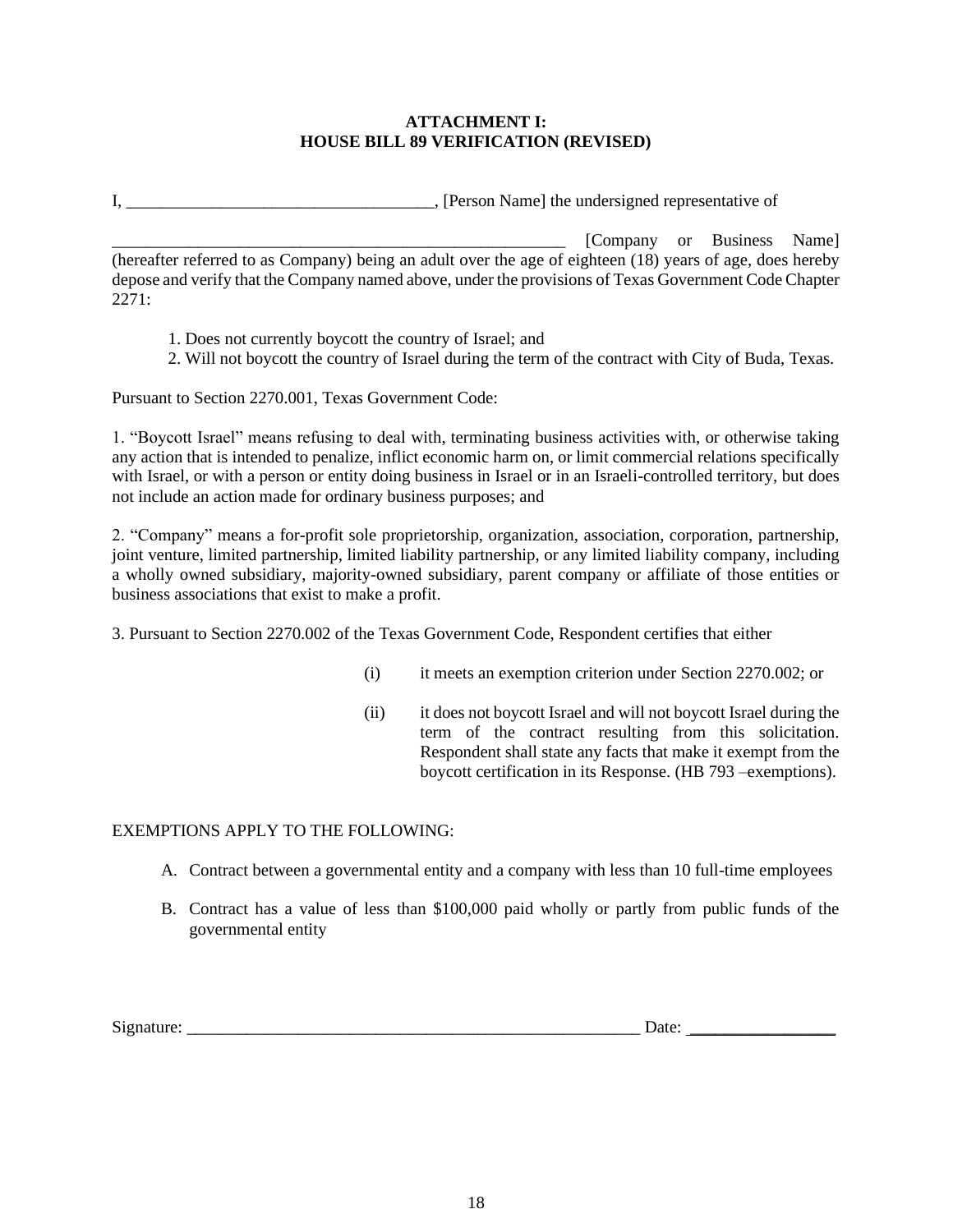**ATTACHMENT I:**
**HOUSE BILL 89 VERIFICATION (REVISED)**

I, ____________________________________, [Person Name] the undersigned representative of

________________________________________________________ [Company or Business Name] (hereafter referred to as Company) being an adult over the age of eighteen (18) years of age, does hereby depose and verify that the Company named above, under the provisions of Texas Government Code Chapter 2271:

1. Does not currently boycott the country of Israel; and
2. Will not boycott the country of Israel during the term of the contract with City of Buda, Texas.

Pursuant to Section 2270.001, Texas Government Code:

1. "Boycott Israel" means refusing to deal with, terminating business activities with, or otherwise taking any action that is intended to penalize, inflict economic harm on, or limit commercial relations specifically with Israel, or with a person or entity doing business in Israel or in an Israeli-controlled territory, but does not include an action made for ordinary business purposes; and

2. "Company" means a for-profit sole proprietorship, organization, association, corporation, partnership, joint venture, limited partnership, limited liability partnership, or any limited liability company, including a wholly owned subsidiary, majority-owned subsidiary, parent company or affiliate of those entities or business associations that exist to make a profit.

3. Pursuant to Section 2270.002 of the Texas Government Code, Respondent certifies that either

(i) it meets an exemption criterion under Section 2270.002; or

(ii) it does not boycott Israel and will not boycott Israel during the term of the contract resulting from this solicitation. Respondent shall state any facts that make it exempt from the boycott certification in its Response. (HB 793 –exemptions).

EXEMPTIONS APPLY TO THE FOLLOWING:

A. Contract between a governmental entity and a company with less than 10 full-time employees

B. Contract has a value of less than $100,000 paid wholly or partly from public funds of the governmental entity

Signature: ________________________________________________________ Date: _________________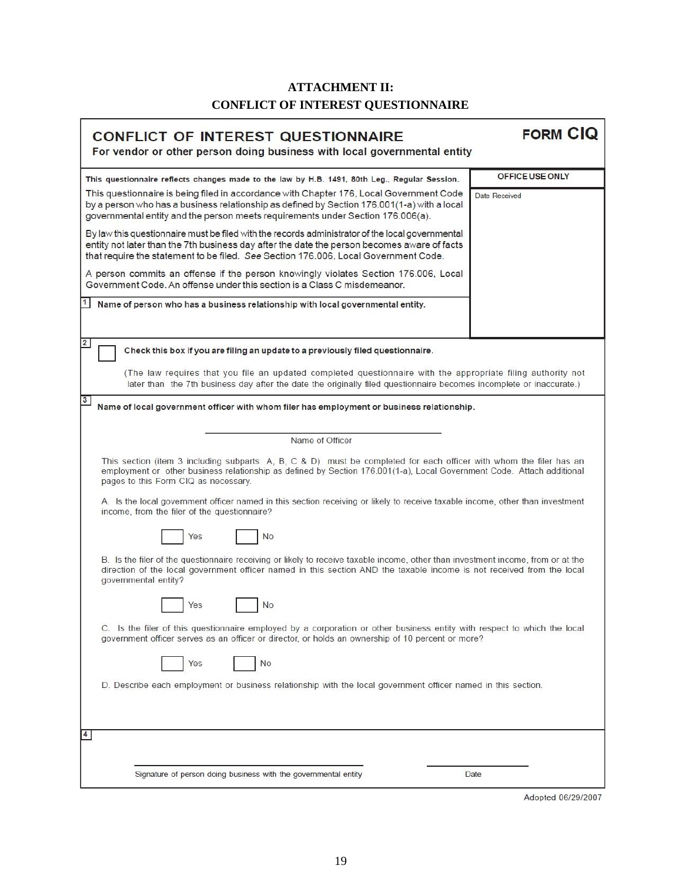# ATTACHMENT II:
# CONFLICT OF INTEREST QUESTIONNAIRE

## CONFLICT OF INTEREST QUESTIONNAIRE

**FORM CIQ**

**For vendor or other person doing business with local governmental entity**

**This questionnaire reflects changes made to the law by H.B. 1491, 80th Leg., Regular Session.**

This questionnaire is being filed in accordance with Chapter 176, Local Government Code by a person who has a business relationship as defined by Section 176.001(1-a) with a local governmental entity and the person meets requirements under Section 176.006(a).

By law this questionnaire must be filed with the records administrator of the local governmental entity not later than the 7th business day after the date the person becomes aware of facts that require the statement to be filed. *See* Section 176.006, Local Government Code.

A person commits an offense if the person knowingly violates Section 176.006, Local Government Code. An offense under this section is a Class C misdemeanor.

**OFFICE USE ONLY**

Date Received

**1** **Name of person who has a business relationship with local governmental entity.**

**2** ☐ **Check this box if you are filing an update to a previously filed questionnaire.**

(The law requires that you file an updated completed questionnaire with the appropriate filing authority not later than the 7th business day after the date the originally filed questionnaire becomes incomplete or inaccurate.)

**3** **Name of local government officer with whom filer has employment or business relationship.**

\_\_\_\_\_\_\_\_\_\_\_\_\_\_\_\_\_\_\_\_\_\_\_\_\_\_\_\_\_\_\_\_\_\_\_\_\_\_\_\_

Name of Officer

This section (item 3 including subparts A, B, C & D) must be completed for each officer with whom the filer has an employment or other business relationship as defined by Section 176.001(1-a), Local Government Code. Attach additional pages to this Form CIQ as necessary.

A. Is the local government officer named in this section receiving or likely to receive taxable income, other than investment income, from the filer of the questionnaire?

☐ Yes ☐ No

B. Is the filer of the questionnaire receiving or likely to receive taxable income, other than investment income, from or at the direction of the local government officer named in this section AND the taxable income is not received from the local governmental entity?

☐ Yes ☐ No

C. Is the filer of this questionnaire employed by a corporation or other business entity with respect to which the local government officer serves as an officer or director, or holds an ownership of 10 percent or more?

☐ Yes ☐ No

D. Describe each employment or business relationship with the local government officer named in this section.

**4**

\_\_\_\_\_\_\_\_\_\_\_\_\_\_\_\_\_\_\_\_\_\_\_\_\_\_\_\_\_\_\_\_\_\_\_\_\_\_\_\_ \_\_\_\_\_\_\_\_\_\_\_\_\_\_\_\_\_\_\_\_

Signature of person doing business with the governmental entity Date

Adopted 06/29/2007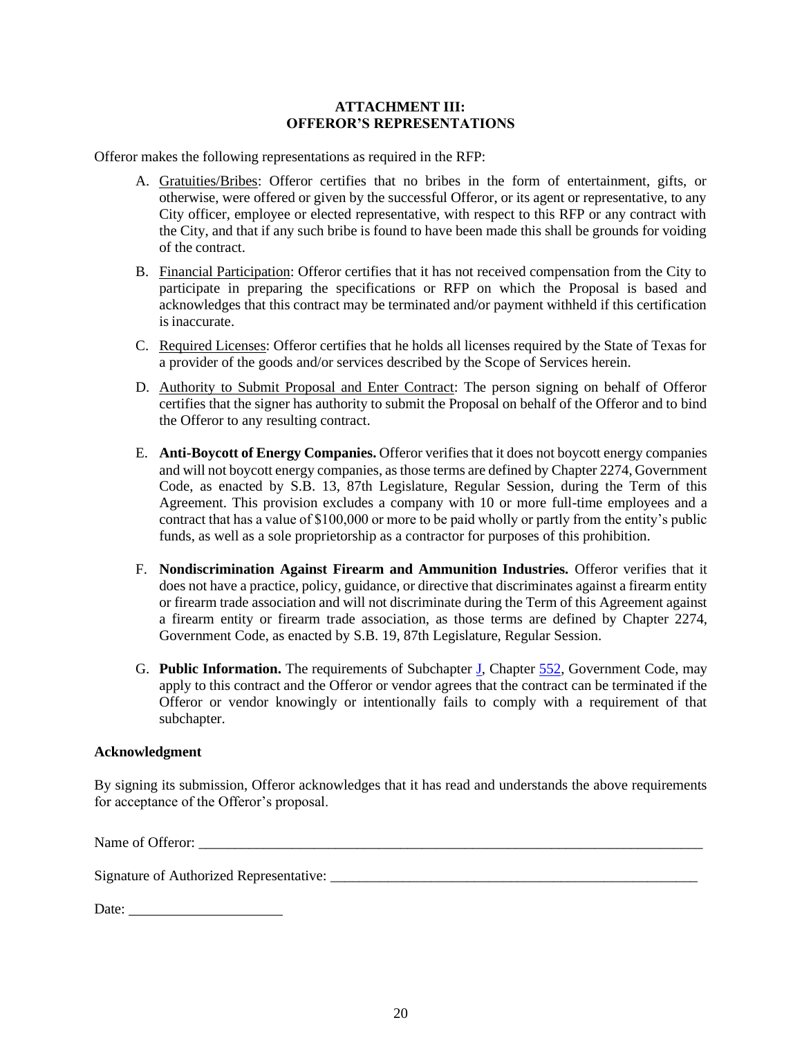## ATTACHMENT III:
## OFFEROR'S REPRESENTATIONS

Offeror makes the following representations as required in the RFP:

A. Gratuities/Bribes: Offeror certifies that no bribes in the form of entertainment, gifts, or otherwise, were offered or given by the successful Offeror, or its agent or representative, to any City officer, employee or elected representative, with respect to this RFP or any contract with the City, and that if any such bribe is found to have been made this shall be grounds for voiding of the contract.

B. Financial Participation: Offeror certifies that it has not received compensation from the City to participate in preparing the specifications or RFP on which the Proposal is based and acknowledges that this contract may be terminated and/or payment withheld if this certification is inaccurate.

C. Required Licenses: Offeror certifies that he holds all licenses required by the State of Texas for a provider of the goods and/or services described by the Scope of Services herein.

D. Authority to Submit Proposal and Enter Contract: The person signing on behalf of Offeror certifies that the signer has authority to submit the Proposal on behalf of the Offeror and to bind the Offeror to any resulting contract.

E. **Anti-Boycott of Energy Companies.** Offeror verifies that it does not boycott energy companies and will not boycott energy companies, as those terms are defined by Chapter 2274, Government Code, as enacted by S.B. 13, 87th Legislature, Regular Session, during the Term of this Agreement. This provision excludes a company with 10 or more full-time employees and a contract that has a value of $100,000 or more to be paid wholly or partly from the entity's public funds, as well as a sole proprietorship as a contractor for purposes of this prohibition.

F. **Nondiscrimination Against Firearm and Ammunition Industries.** Offeror verifies that it does not have a practice, policy, guidance, or directive that discriminates against a firearm entity or firearm trade association and will not discriminate during the Term of this Agreement against a firearm entity or firearm trade association, as those terms are defined by Chapter 2274, Government Code, as enacted by S.B. 19, 87th Legislature, Regular Session.

G. **Public Information.** The requirements of Subchapter J, Chapter 552, Government Code, may apply to this contract and the Offeror or vendor agrees that the contract can be terminated if the Offeror or vendor knowingly or intentionally fails to comply with a requirement of that subchapter.

**Acknowledgment**

By signing its submission, Offeror acknowledges that it has read and understands the above requirements for acceptance of the Offeror's proposal.

Name of Offeror: ___________________________________________________________________________

Signature of Authorized Representative: ______________________________________________________

Date: ______________________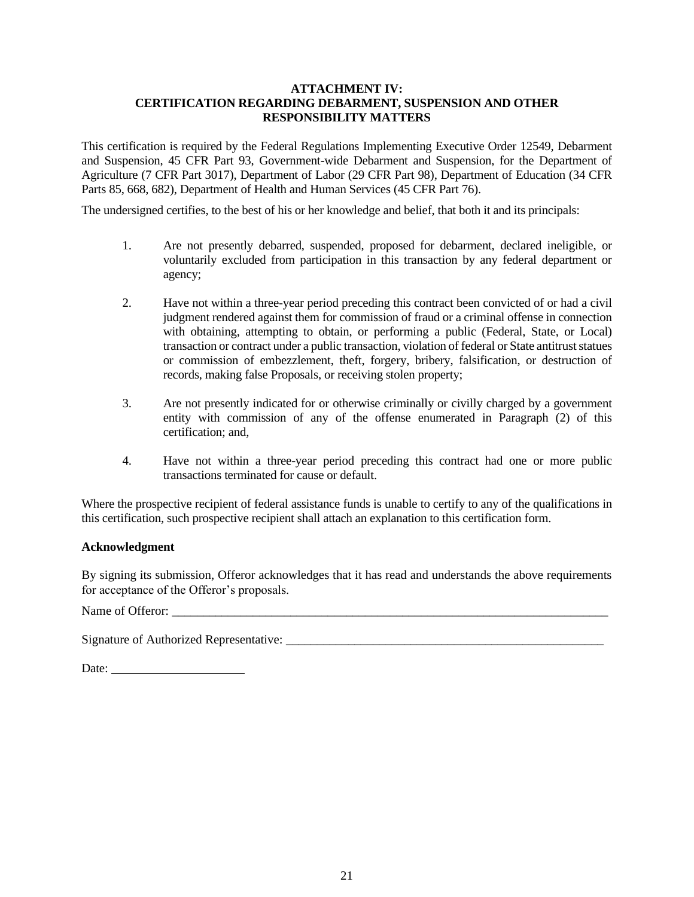**ATTACHMENT IV:**
**CERTIFICATION REGARDING DEBARMENT, SUSPENSION AND OTHER RESPONSIBILITY MATTERS**

This certification is required by the Federal Regulations Implementing Executive Order 12549, Debarment and Suspension, 45 CFR Part 93, Government-wide Debarment and Suspension, for the Department of Agriculture (7 CFR Part 3017), Department of Labor (29 CFR Part 98), Department of Education (34 CFR Parts 85, 668, 682), Department of Health and Human Services (45 CFR Part 76).

The undersigned certifies, to the best of his or her knowledge and belief, that both it and its principals:

1. Are not presently debarred, suspended, proposed for debarment, declared ineligible, or voluntarily excluded from participation in this transaction by any federal department or agency;

2. Have not within a three-year period preceding this contract been convicted of or had a civil judgment rendered against them for commission of fraud or a criminal offense in connection with obtaining, attempting to obtain, or performing a public (Federal, State, or Local) transaction or contract under a public transaction, violation of federal or State antitrust statues or commission of embezzlement, theft, forgery, bribery, falsification, or destruction of records, making false Proposals, or receiving stolen property;

3. Are not presently indicated for or otherwise criminally or civilly charged by a government entity with commission of any of the offense enumerated in Paragraph (2) of this certification; and,

4. Have not within a three-year period preceding this contract had one or more public transactions terminated for cause or default.

Where the prospective recipient of federal assistance funds is unable to certify to any of the qualifications in this certification, such prospective recipient shall attach an explanation to this certification form.

**Acknowledgment**

By signing its submission, Offeror acknowledges that it has read and understands the above requirements for acceptance of the Offeror's proposals.

Name of Offeror: ___________________________________________________________________________

Signature of Authorized Representative: ______________________________________________________

Date: _____________________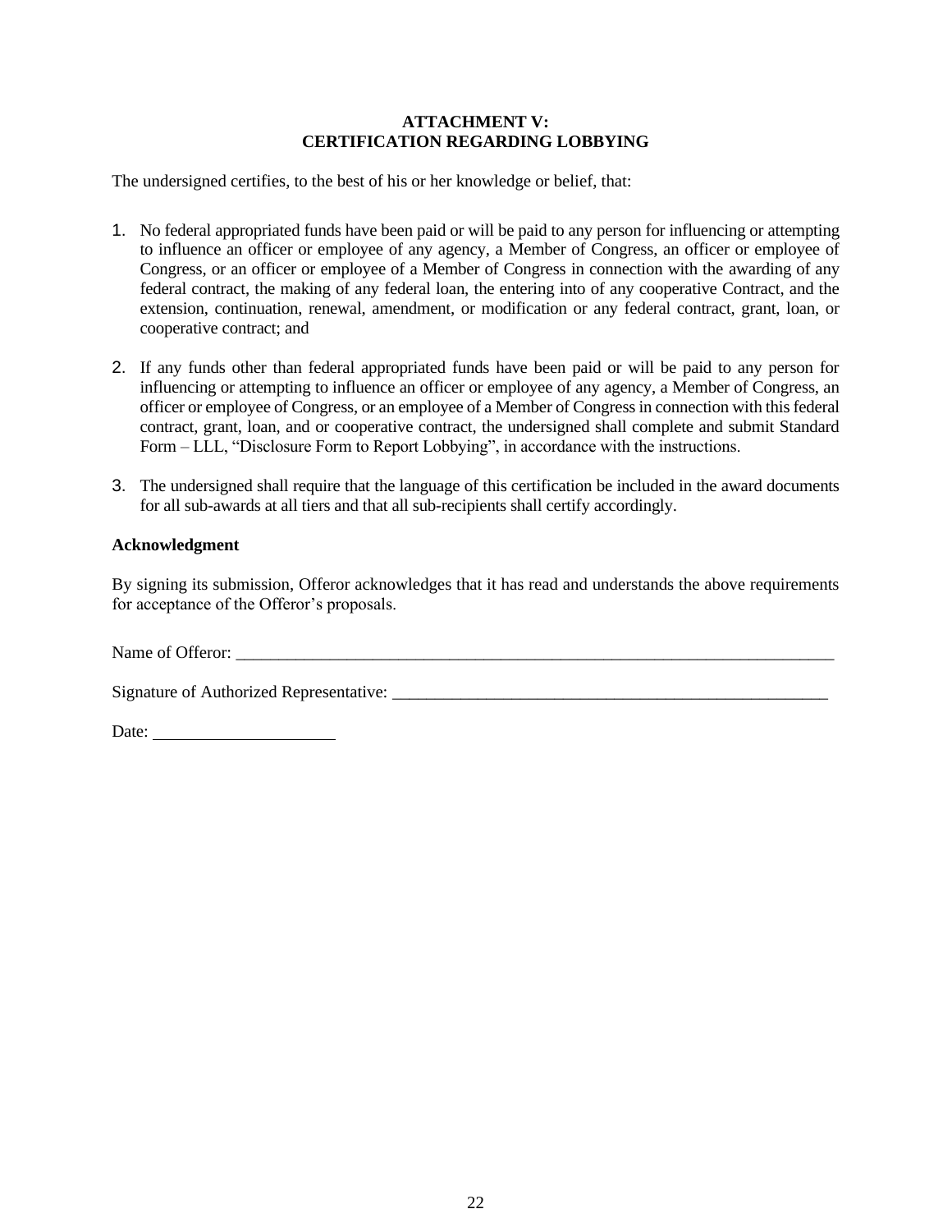**ATTACHMENT V:**
**CERTIFICATION REGARDING LOBBYING**

The undersigned certifies, to the best of his or her knowledge or belief, that:

1. No federal appropriated funds have been paid or will be paid to any person for influencing or attempting to influence an officer or employee of any agency, a Member of Congress, an officer or employee of Congress, or an officer or employee of a Member of Congress in connection with the awarding of any federal contract, the making of any federal loan, the entering into of any cooperative Contract, and the extension, continuation, renewal, amendment, or modification or any federal contract, grant, loan, or cooperative contract; and

2. If any funds other than federal appropriated funds have been paid or will be paid to any person for influencing or attempting to influence an officer or employee of any agency, a Member of Congress, an officer or employee of Congress, or an employee of a Member of Congress in connection with this federal contract, grant, loan, and or cooperative contract, the undersigned shall complete and submit Standard Form – LLL, "Disclosure Form to Report Lobbying", in accordance with the instructions.

3. The undersigned shall require that the language of this certification be included in the award documents for all sub-awards at all tiers and that all sub-recipients shall certify accordingly.

**Acknowledgment**

By signing its submission, Offeror acknowledges that it has read and understands the above requirements for acceptance of the Offeror's proposals.

Name of Offeror: ___________________________________________________________________________

Signature of Authorized Representative: _____________________________________________________

Date: ______________________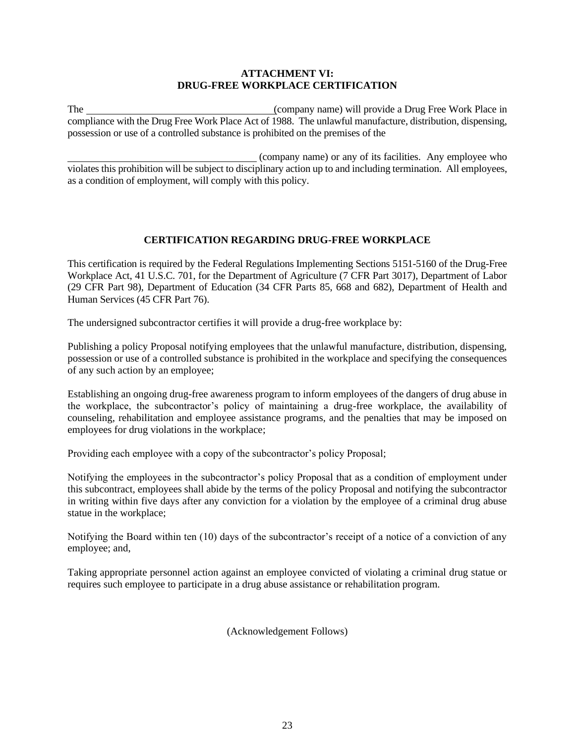**ATTACHMENT VI:**
**DRUG-FREE WORKPLACE CERTIFICATION**

The ______________________________________(company name) will provide a Drug Free Work Place in compliance with the Drug Free Work Place Act of 1988. The unlawful manufacture, distribution, dispensing, possession or use of a controlled substance is prohibited on the premises of the

______________________________________ (company name) or any of its facilities. Any employee who violates this prohibition will be subject to disciplinary action up to and including termination. All employees, as a condition of employment, will comply with this policy.

**CERTIFICATION REGARDING DRUG-FREE WORKPLACE**

This certification is required by the Federal Regulations Implementing Sections 5151-5160 of the Drug-Free Workplace Act, 41 U.S.C. 701, for the Department of Agriculture (7 CFR Part 3017), Department of Labor (29 CFR Part 98), Department of Education (34 CFR Parts 85, 668 and 682), Department of Health and Human Services (45 CFR Part 76).

The undersigned subcontractor certifies it will provide a drug-free workplace by:

Publishing a policy Proposal notifying employees that the unlawful manufacture, distribution, dispensing, possession or use of a controlled substance is prohibited in the workplace and specifying the consequences of any such action by an employee;

Establishing an ongoing drug-free awareness program to inform employees of the dangers of drug abuse in the workplace, the subcontractor's policy of maintaining a drug-free workplace, the availability of counseling, rehabilitation and employee assistance programs, and the penalties that may be imposed on employees for drug violations in the workplace;

Providing each employee with a copy of the subcontractor's policy Proposal;

Notifying the employees in the subcontractor's policy Proposal that as a condition of employment under this subcontract, employees shall abide by the terms of the policy Proposal and notifying the subcontractor in writing within five days after any conviction for a violation by the employee of a criminal drug abuse statue in the workplace;

Notifying the Board within ten (10) days of the subcontractor's receipt of a notice of a conviction of any employee; and,

Taking appropriate personnel action against an employee convicted of violating a criminal drug statue or requires such employee to participate in a drug abuse assistance or rehabilitation program.

(Acknowledgement Follows)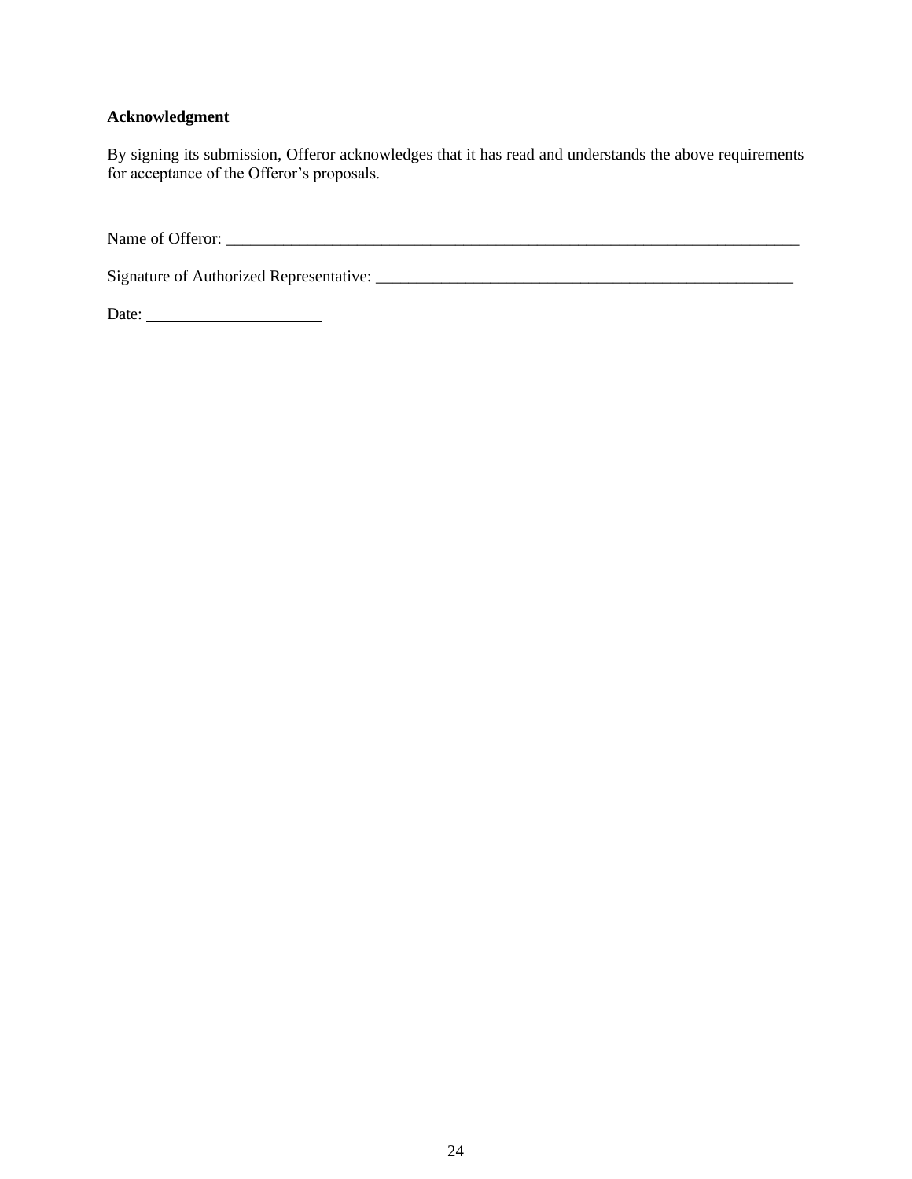**Acknowledgment**

By signing its submission, Offeror acknowledges that it has read and understands the above requirements for acceptance of the Offeror's proposals.

Name of Offeror: ___________________________________________________________________________

Signature of Authorized Representative: _____________________________________________________

Date: ______________________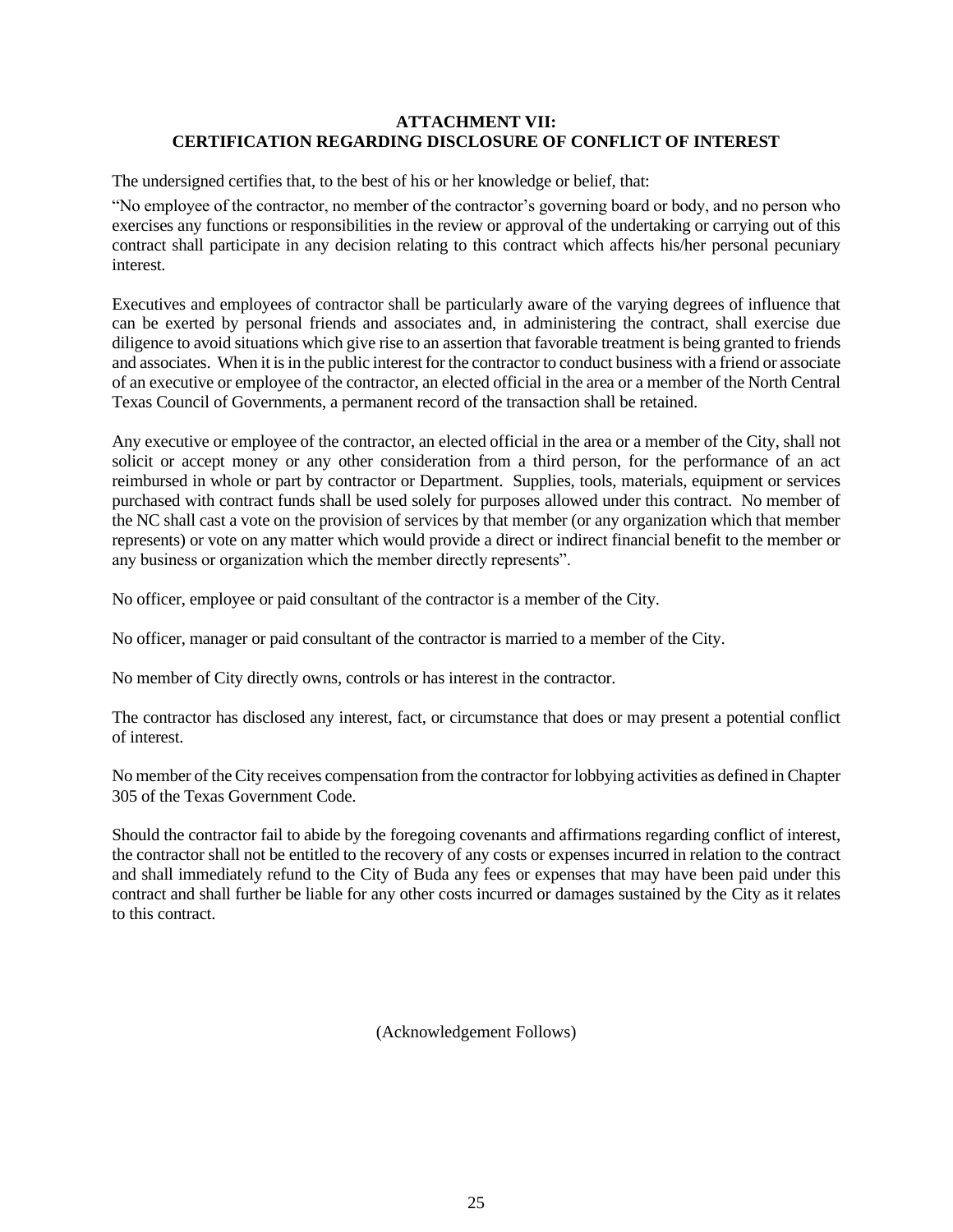**ATTACHMENT VII:**
**CERTIFICATION REGARDING DISCLOSURE OF CONFLICT OF INTEREST**

The undersigned certifies that, to the best of his or her knowledge or belief, that:

"No employee of the contractor, no member of the contractor's governing board or body, and no person who exercises any functions or responsibilities in the review or approval of the undertaking or carrying out of this contract shall participate in any decision relating to this contract which affects his/her personal pecuniary interest.

Executives and employees of contractor shall be particularly aware of the varying degrees of influence that can be exerted by personal friends and associates and, in administering the contract, shall exercise due diligence to avoid situations which give rise to an assertion that favorable treatment is being granted to friends and associates. When it is in the public interest for the contractor to conduct business with a friend or associate of an executive or employee of the contractor, an elected official in the area or a member of the North Central Texas Council of Governments, a permanent record of the transaction shall be retained.

Any executive or employee of the contractor, an elected official in the area or a member of the City, shall not solicit or accept money or any other consideration from a third person, for the performance of an act reimbursed in whole or part by contractor or Department. Supplies, tools, materials, equipment or services purchased with contract funds shall be used solely for purposes allowed under this contract. No member of the NC shall cast a vote on the provision of services by that member (or any organization which that member represents) or vote on any matter which would provide a direct or indirect financial benefit to the member or any business or organization which the member directly represents".

No officer, employee or paid consultant of the contractor is a member of the City.

No officer, manager or paid consultant of the contractor is married to a member of the City.

No member of City directly owns, controls or has interest in the contractor.

The contractor has disclosed any interest, fact, or circumstance that does or may present a potential conflict of interest.

No member of the City receives compensation from the contractor for lobbying activities as defined in Chapter 305 of the Texas Government Code.

Should the contractor fail to abide by the foregoing covenants and affirmations regarding conflict of interest, the contractor shall not be entitled to the recovery of any costs or expenses incurred in relation to the contract and shall immediately refund to the City of Buda any fees or expenses that may have been paid under this contract and shall further be liable for any other costs incurred or damages sustained by the City as it relates to this contract.

(Acknowledgement Follows)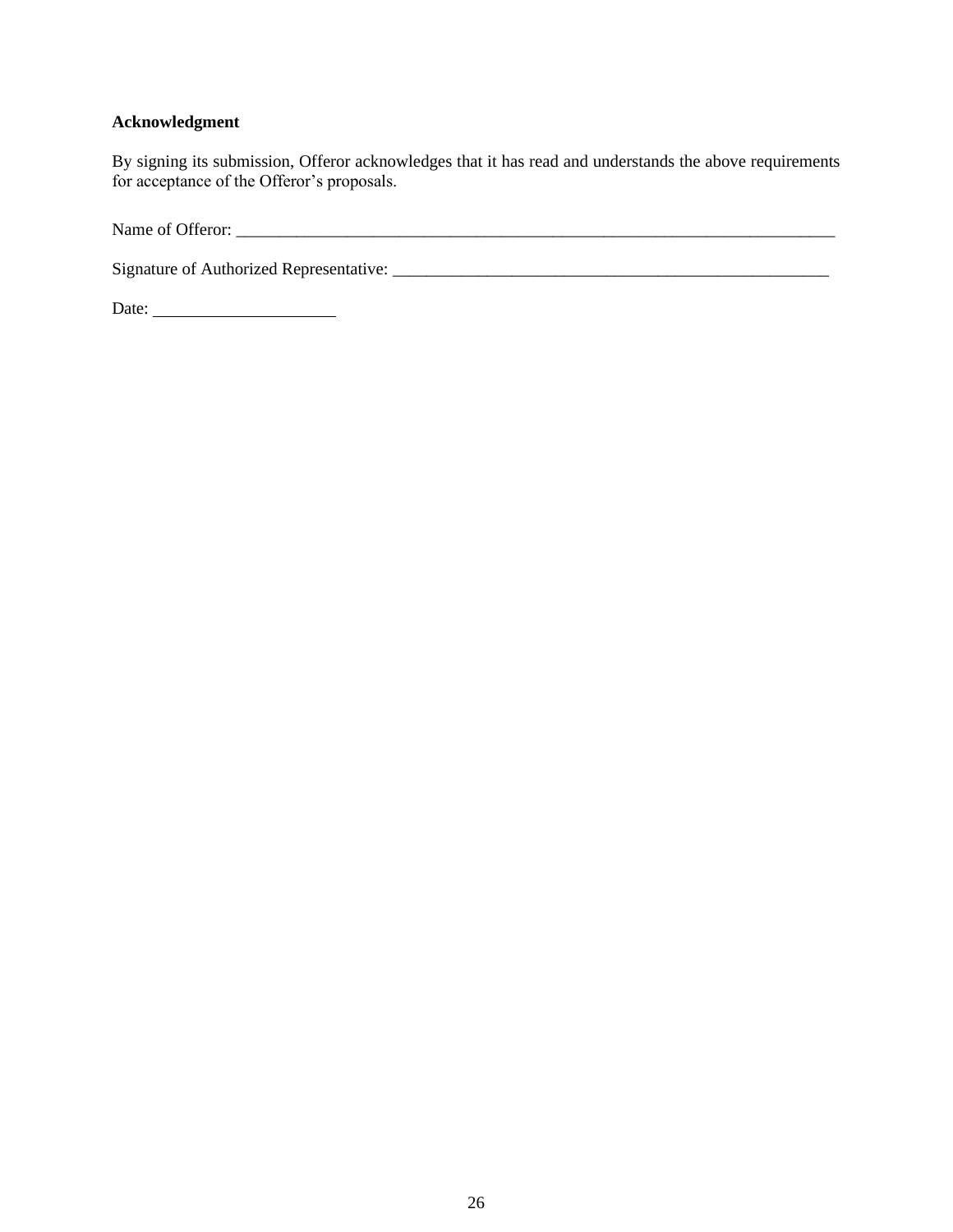**Acknowledgment**

By signing its submission, Offeror acknowledges that it has read and understands the above requirements for acceptance of the Offeror's proposals.

Name of Offeror: ___________________________________________________________________________

Signature of Authorized Representative: ______________________________________________________

Date: ______________________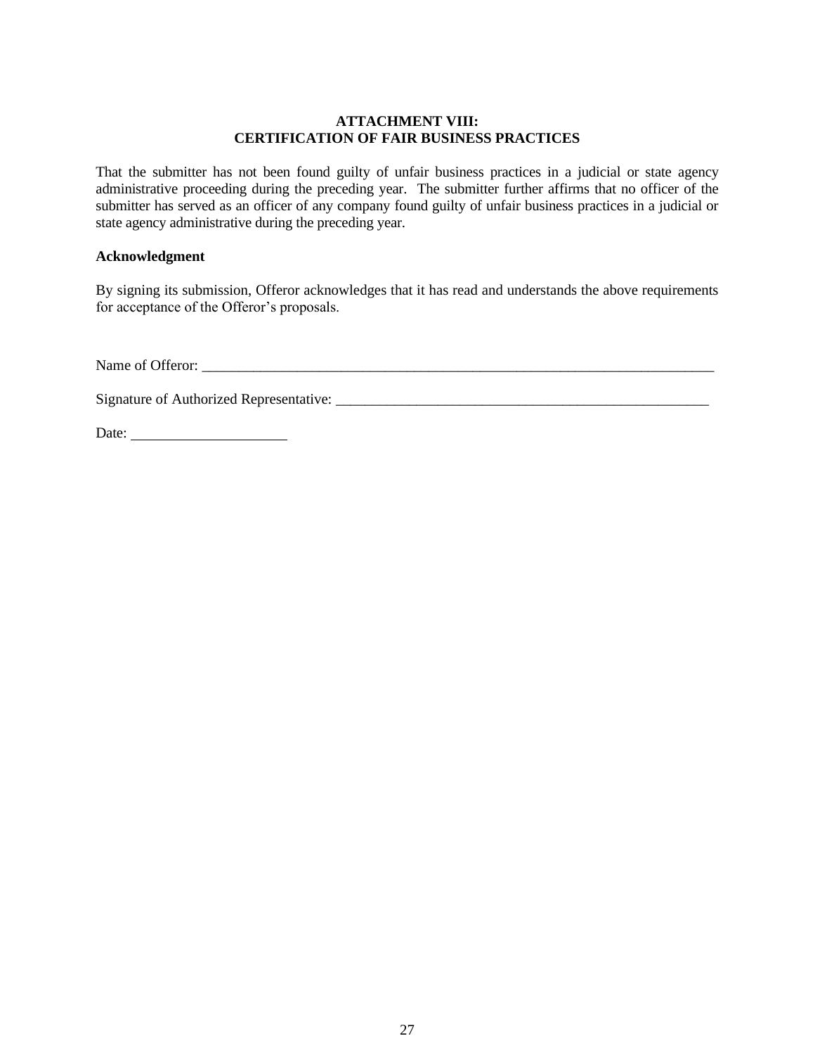## ATTACHMENT VIII:
## CERTIFICATION OF FAIR BUSINESS PRACTICES

That the submitter has not been found guilty of unfair business practices in a judicial or state agency administrative proceeding during the preceding year. The submitter further affirms that no officer of the submitter has served as an officer of any company found guilty of unfair business practices in a judicial or state agency administrative during the preceding year.

**Acknowledgment**

By signing its submission, Offeror acknowledges that it has read and understands the above requirements for acceptance of the Offeror's proposals.

Name of Offeror: ___________________________________________________________________________

Signature of Authorized Representative: ______________________________________________________

Date: ______________________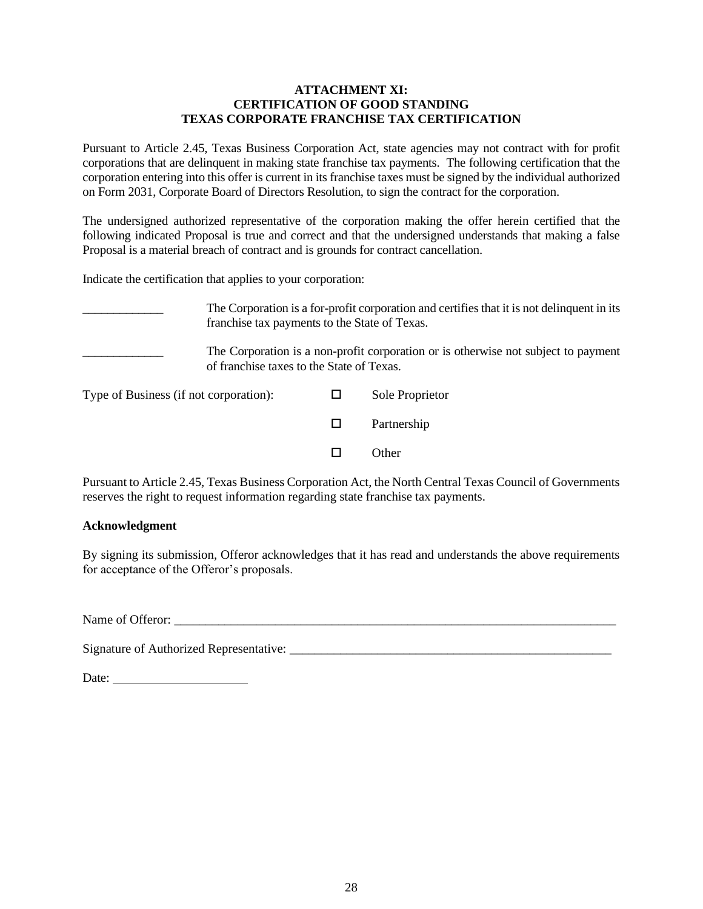**ATTACHMENT XI:**
**CERTIFICATION OF GOOD STANDING**
**TEXAS CORPORATE FRANCHISE TAX CERTIFICATION**

Pursuant to Article 2.45, Texas Business Corporation Act, state agencies may not contract with for profit corporations that are delinquent in making state franchise tax payments. The following certification that the corporation entering into this offer is current in its franchise taxes must be signed by the individual authorized on Form 2031, Corporate Board of Directors Resolution, to sign the contract for the corporation.

The undersigned authorized representative of the corporation making the offer herein certified that the following indicated Proposal is true and correct and that the undersigned understands that making a false Proposal is a material breach of contract and is grounds for contract cancellation.

Indicate the certification that applies to your corporation:

_____________ The Corporation is a for-profit corporation and certifies that it is not delinquent in its franchise tax payments to the State of Texas.

_____________ The Corporation is a non-profit corporation or is otherwise not subject to payment of franchise taxes to the State of Texas.

Type of Business (if not corporation):

- ☐ Sole Proprietor
- ☐ Partnership
- ☐ Other

Pursuant to Article 2.45, Texas Business Corporation Act, the North Central Texas Council of Governments reserves the right to request information regarding state franchise tax payments.

**Acknowledgment**

By signing its submission, Offeror acknowledges that it has read and understands the above requirements for acceptance of the Offeror's proposals.

Name of Offeror: ___________________________________________________________________________

Signature of Authorized Representative: _______________________________________________________

Date: _____________________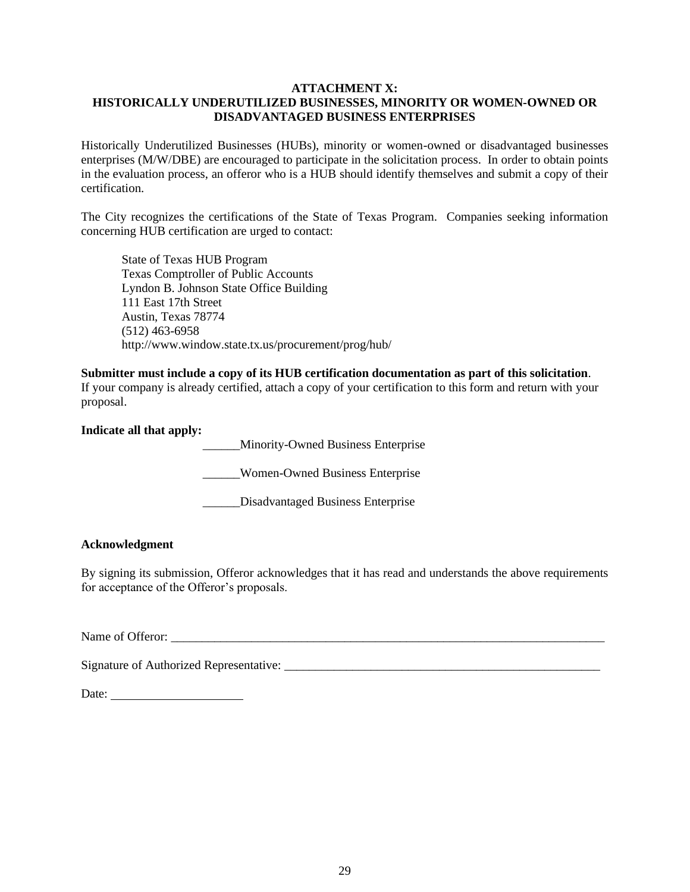**ATTACHMENT X:**
**HISTORICALLY UNDERUTILIZED BUSINESSES, MINORITY OR WOMEN-OWNED OR DISADVANTAGED BUSINESS ENTERPRISES**

Historically Underutilized Businesses (HUBs), minority or women-owned or disadvantaged businesses enterprises (M/W/DBE) are encouraged to participate in the solicitation process. In order to obtain points in the evaluation process, an offeror who is a HUB should identify themselves and submit a copy of their certification.

The City recognizes the certifications of the State of Texas Program. Companies seeking information concerning HUB certification are urged to contact:

State of Texas HUB Program
Texas Comptroller of Public Accounts
Lyndon B. Johnson State Office Building
111 East 17th Street
Austin, Texas 78774
(512) 463-6958
http://www.window.state.tx.us/procurement/prog/hub/

**Submitter must include a copy of its HUB certification documentation as part of this solicitation**. If your company is already certified, attach a copy of your certification to this form and return with your proposal.

**Indicate all that apply:**

______Minority-Owned Business Enterprise

______Women-Owned Business Enterprise

______Disadvantaged Business Enterprise

**Acknowledgment**

By signing its submission, Offeror acknowledges that it has read and understands the above requirements for acceptance of the Offeror's proposals.

Name of Offeror: ___________________________________________________________________________

Signature of Authorized Representative: _______________________________________________________

Date: ______________________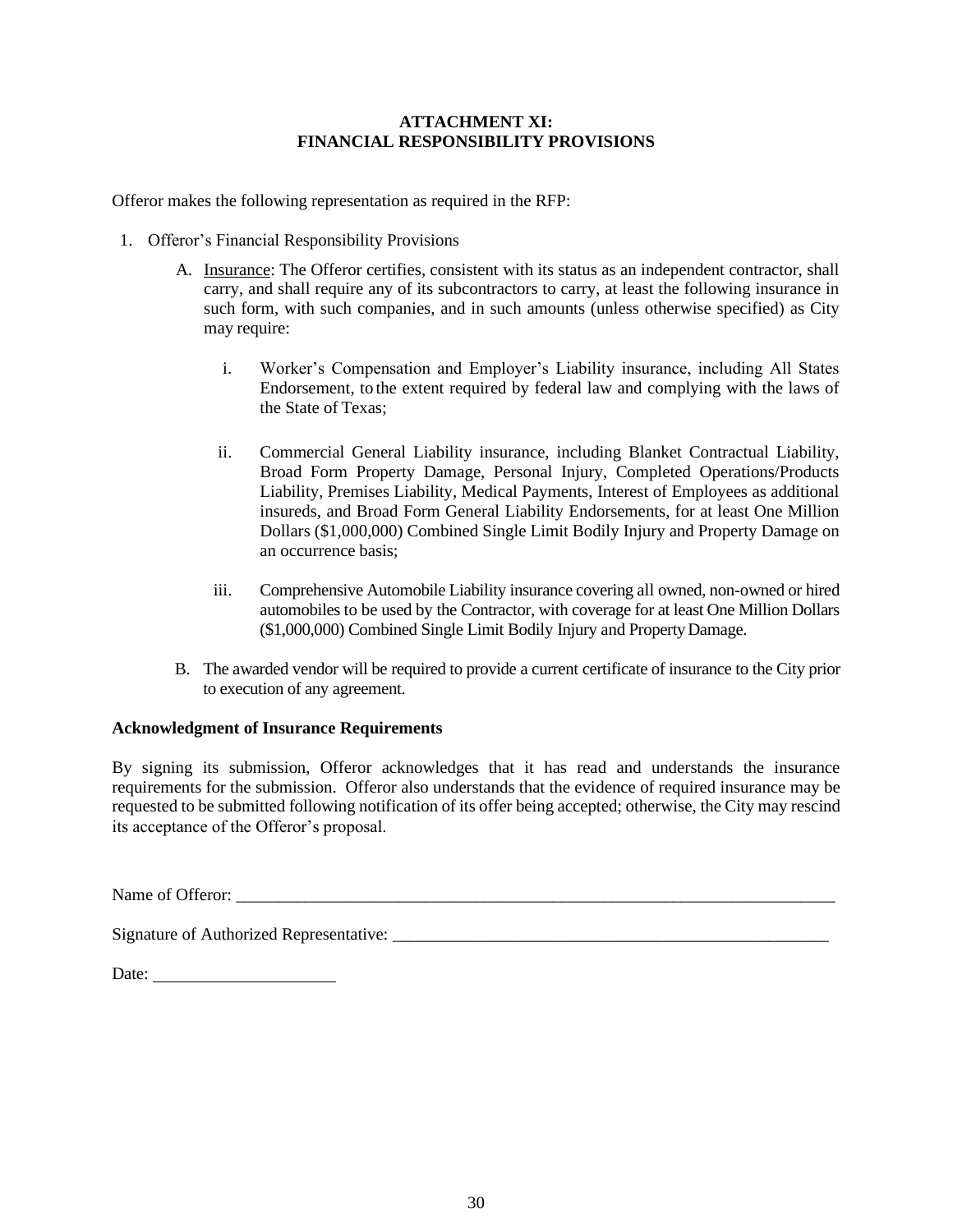# ATTACHMENT XI:
# FINANCIAL RESPONSIBILITY PROVISIONS

Offeror makes the following representation as required in the RFP:

1. Offeror's Financial Responsibility Provisions

   A. Insurance: The Offeror certifies, consistent with its status as an independent contractor, shall carry, and shall require any of its subcontractors to carry, at least the following insurance in such form, with such companies, and in such amounts (unless otherwise specified) as City may require:

      i. Worker's Compensation and Employer's Liability insurance, including All States Endorsement, to the extent required by federal law and complying with the laws of the State of Texas;

      ii. Commercial General Liability insurance, including Blanket Contractual Liability, Broad Form Property Damage, Personal Injury, Completed Operations/Products Liability, Premises Liability, Medical Payments, Interest of Employees as additional insureds, and Broad Form General Liability Endorsements, for at least One Million Dollars ($1,000,000) Combined Single Limit Bodily Injury and Property Damage on an occurrence basis;

      iii. Comprehensive Automobile Liability insurance covering all owned, non-owned or hired automobiles to be used by the Contractor, with coverage for at least One Million Dollars ($1,000,000) Combined Single Limit Bodily Injury and Property Damage.

   B. The awarded vendor will be required to provide a current certificate of insurance to the City prior to execution of any agreement.

**Acknowledgment of Insurance Requirements**

By signing its submission, Offeror acknowledges that it has read and understands the insurance requirements for the submission. Offeror also understands that the evidence of required insurance may be requested to be submitted following notification of its offer being accepted; otherwise, the City may rescind its acceptance of the Offeror's proposal.

Name of Offeror: ___________________________________________________________________________

Signature of Authorized Representative: _____________________________________________________

Date: _____________________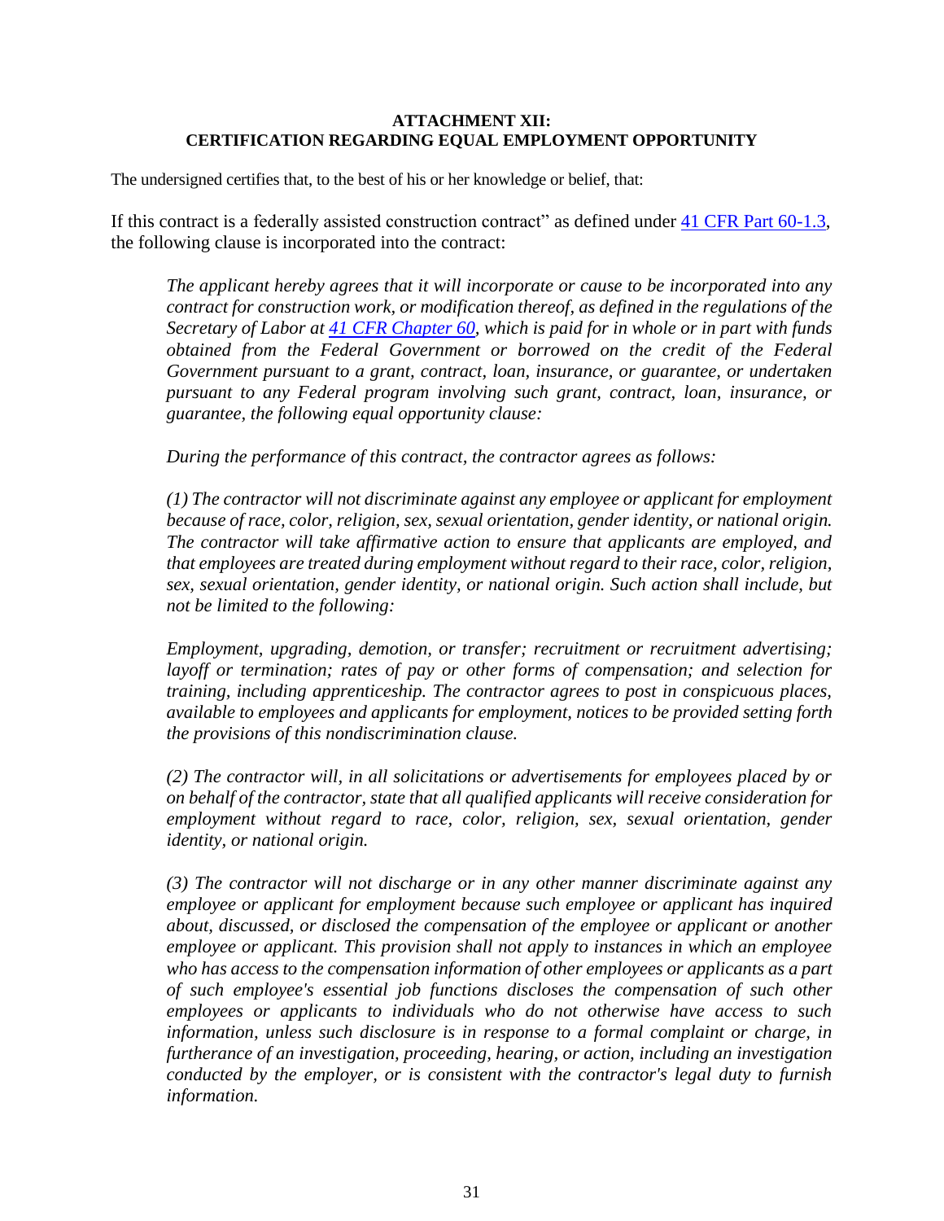**ATTACHMENT XII:**
**CERTIFICATION REGARDING EQUAL EMPLOYMENT OPPORTUNITY**

The undersigned certifies that, to the best of his or her knowledge or belief, that:

If this contract is a federally assisted construction contract" as defined under [41 CFR Part 60-1.3](), the following clause is incorporated into the contract:

> *The applicant hereby agrees that it will incorporate or cause to be incorporated into any contract for construction work, or modification thereof, as defined in the regulations of the Secretary of Labor at [41 CFR Chapter 60](), which is paid for in whole or in part with funds obtained from the Federal Government or borrowed on the credit of the Federal Government pursuant to a grant, contract, loan, insurance, or guarantee, or undertaken pursuant to any Federal program involving such grant, contract, loan, insurance, or guarantee, the following equal opportunity clause:*
>
> *During the performance of this contract, the contractor agrees as follows:*
>
> *(1) The contractor will not discriminate against any employee or applicant for employment because of race, color, religion, sex, sexual orientation, gender identity, or national origin. The contractor will take affirmative action to ensure that applicants are employed, and that employees are treated during employment without regard to their race, color, religion, sex, sexual orientation, gender identity, or national origin. Such action shall include, but not be limited to the following:*
>
> *Employment, upgrading, demotion, or transfer; recruitment or recruitment advertising; layoff or termination; rates of pay or other forms of compensation; and selection for training, including apprenticeship. The contractor agrees to post in conspicuous places, available to employees and applicants for employment, notices to be provided setting forth the provisions of this nondiscrimination clause.*
>
> *(2) The contractor will, in all solicitations or advertisements for employees placed by or on behalf of the contractor, state that all qualified applicants will receive consideration for employment without regard to race, color, religion, sex, sexual orientation, gender identity, or national origin.*
>
> *(3) The contractor will not discharge or in any other manner discriminate against any employee or applicant for employment because such employee or applicant has inquired about, discussed, or disclosed the compensation of the employee or applicant or another employee or applicant. This provision shall not apply to instances in which an employee who has access to the compensation information of other employees or applicants as a part of such employee's essential job functions discloses the compensation of such other employees or applicants to individuals who do not otherwise have access to such information, unless such disclosure is in response to a formal complaint or charge, in furtherance of an investigation, proceeding, hearing, or action, including an investigation conducted by the employer, or is consistent with the contractor's legal duty to furnish information.*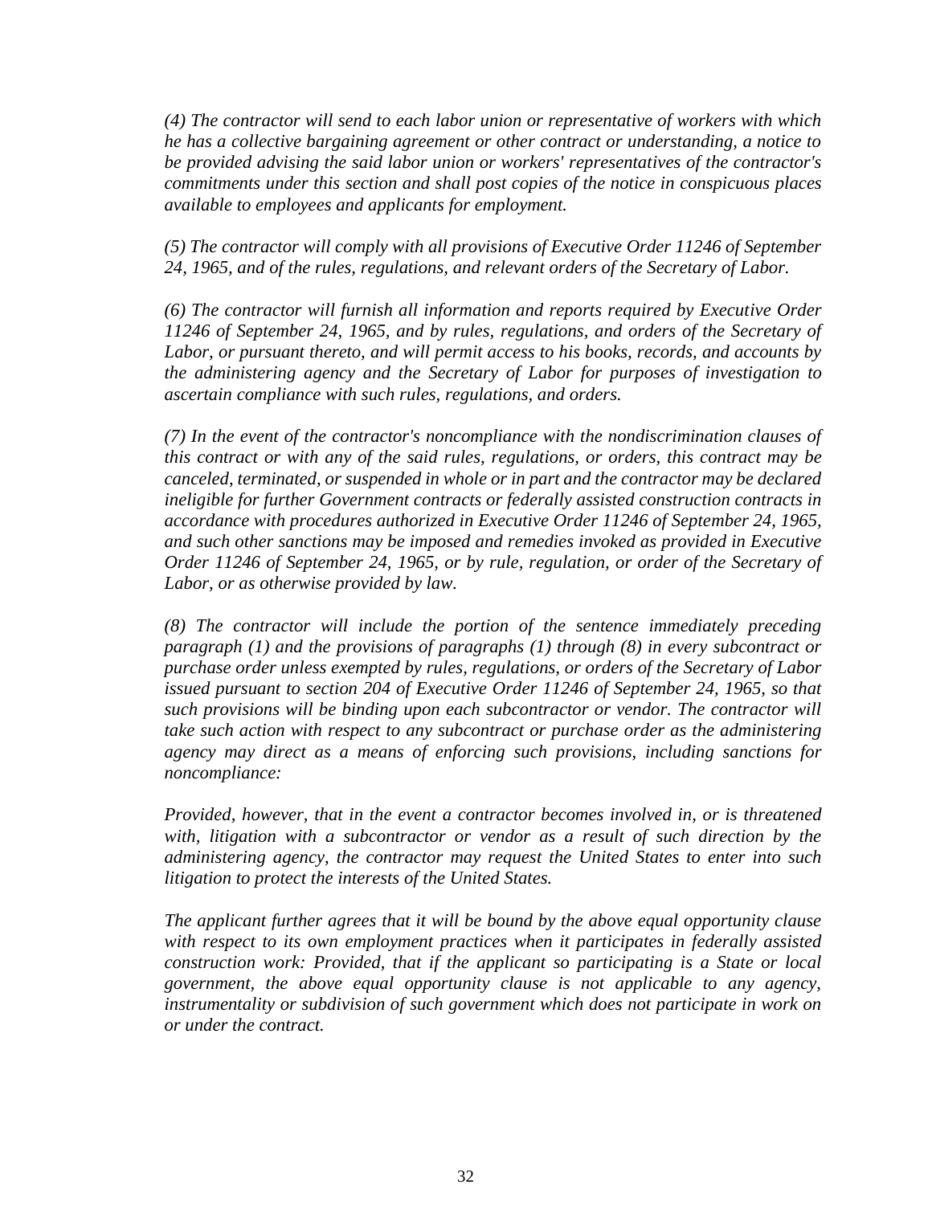*(4) The contractor will send to each labor union or representative of workers with which he has a collective bargaining agreement or other contract or understanding, a notice to be provided advising the said labor union or workers' representatives of the contractor's commitments under this section and shall post copies of the notice in conspicuous places available to employees and applicants for employment.*

*(5) The contractor will comply with all provisions of Executive Order 11246 of September 24, 1965, and of the rules, regulations, and relevant orders of the Secretary of Labor.*

*(6) The contractor will furnish all information and reports required by Executive Order 11246 of September 24, 1965, and by rules, regulations, and orders of the Secretary of Labor, or pursuant thereto, and will permit access to his books, records, and accounts by the administering agency and the Secretary of Labor for purposes of investigation to ascertain compliance with such rules, regulations, and orders.*

*(7) In the event of the contractor's noncompliance with the nondiscrimination clauses of this contract or with any of the said rules, regulations, or orders, this contract may be canceled, terminated, or suspended in whole or in part and the contractor may be declared ineligible for further Government contracts or federally assisted construction contracts in accordance with procedures authorized in Executive Order 11246 of September 24, 1965, and such other sanctions may be imposed and remedies invoked as provided in Executive Order 11246 of September 24, 1965, or by rule, regulation, or order of the Secretary of Labor, or as otherwise provided by law.*

*(8) The contractor will include the portion of the sentence immediately preceding paragraph (1) and the provisions of paragraphs (1) through (8) in every subcontract or purchase order unless exempted by rules, regulations, or orders of the Secretary of Labor issued pursuant to section 204 of Executive Order 11246 of September 24, 1965, so that such provisions will be binding upon each subcontractor or vendor. The contractor will take such action with respect to any subcontract or purchase order as the administering agency may direct as a means of enforcing such provisions, including sanctions for noncompliance:*

*Provided, however, that in the event a contractor becomes involved in, or is threatened with, litigation with a subcontractor or vendor as a result of such direction by the administering agency, the contractor may request the United States to enter into such litigation to protect the interests of the United States.*

*The applicant further agrees that it will be bound by the above equal opportunity clause with respect to its own employment practices when it participates in federally assisted construction work: Provided, that if the applicant so participating is a State or local government, the above equal opportunity clause is not applicable to any agency, instrumentality or subdivision of such government which does not participate in work on or under the contract.*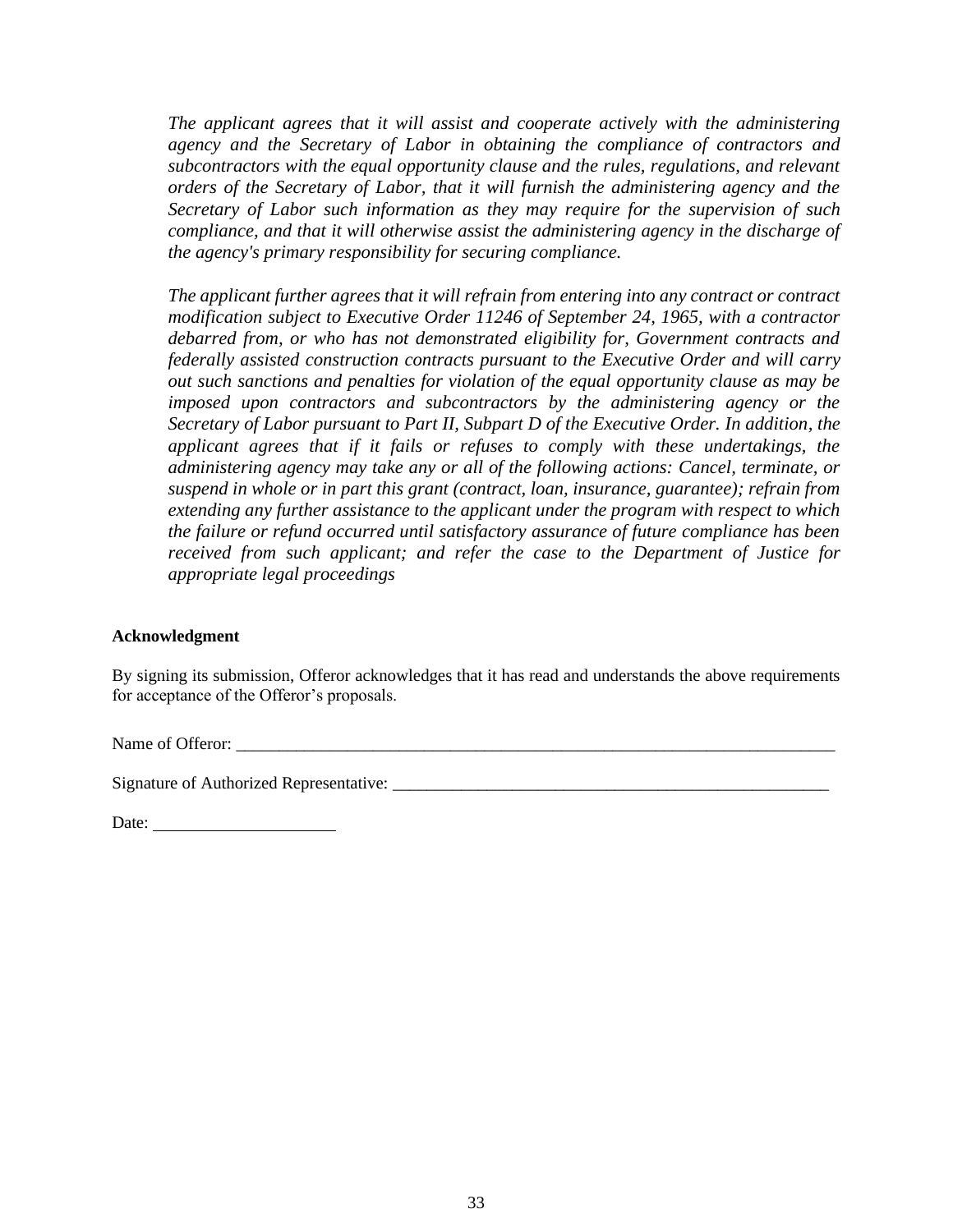*The applicant agrees that it will assist and cooperate actively with the administering agency and the Secretary of Labor in obtaining the compliance of contractors and subcontractors with the equal opportunity clause and the rules, regulations, and relevant orders of the Secretary of Labor, that it will furnish the administering agency and the Secretary of Labor such information as they may require for the supervision of such compliance, and that it will otherwise assist the administering agency in the discharge of the agency's primary responsibility for securing compliance.*

*The applicant further agrees that it will refrain from entering into any contract or contract modification subject to Executive Order 11246 of September 24, 1965, with a contractor debarred from, or who has not demonstrated eligibility for, Government contracts and federally assisted construction contracts pursuant to the Executive Order and will carry out such sanctions and penalties for violation of the equal opportunity clause as may be imposed upon contractors and subcontractors by the administering agency or the Secretary of Labor pursuant to Part II, Subpart D of the Executive Order. In addition, the applicant agrees that if it fails or refuses to comply with these undertakings, the administering agency may take any or all of the following actions: Cancel, terminate, or suspend in whole or in part this grant (contract, loan, insurance, guarantee); refrain from extending any further assistance to the applicant under the program with respect to which the failure or refund occurred until satisfactory assurance of future compliance has been received from such applicant; and refer the case to the Department of Justice for appropriate legal proceedings*

**Acknowledgment**

By signing its submission, Offeror acknowledges that it has read and understands the above requirements for acceptance of the Offeror's proposals.

Name of Offeror: ___________________________________________________________________________

Signature of Authorized Representative: ______________________________________________________

Date: ______________________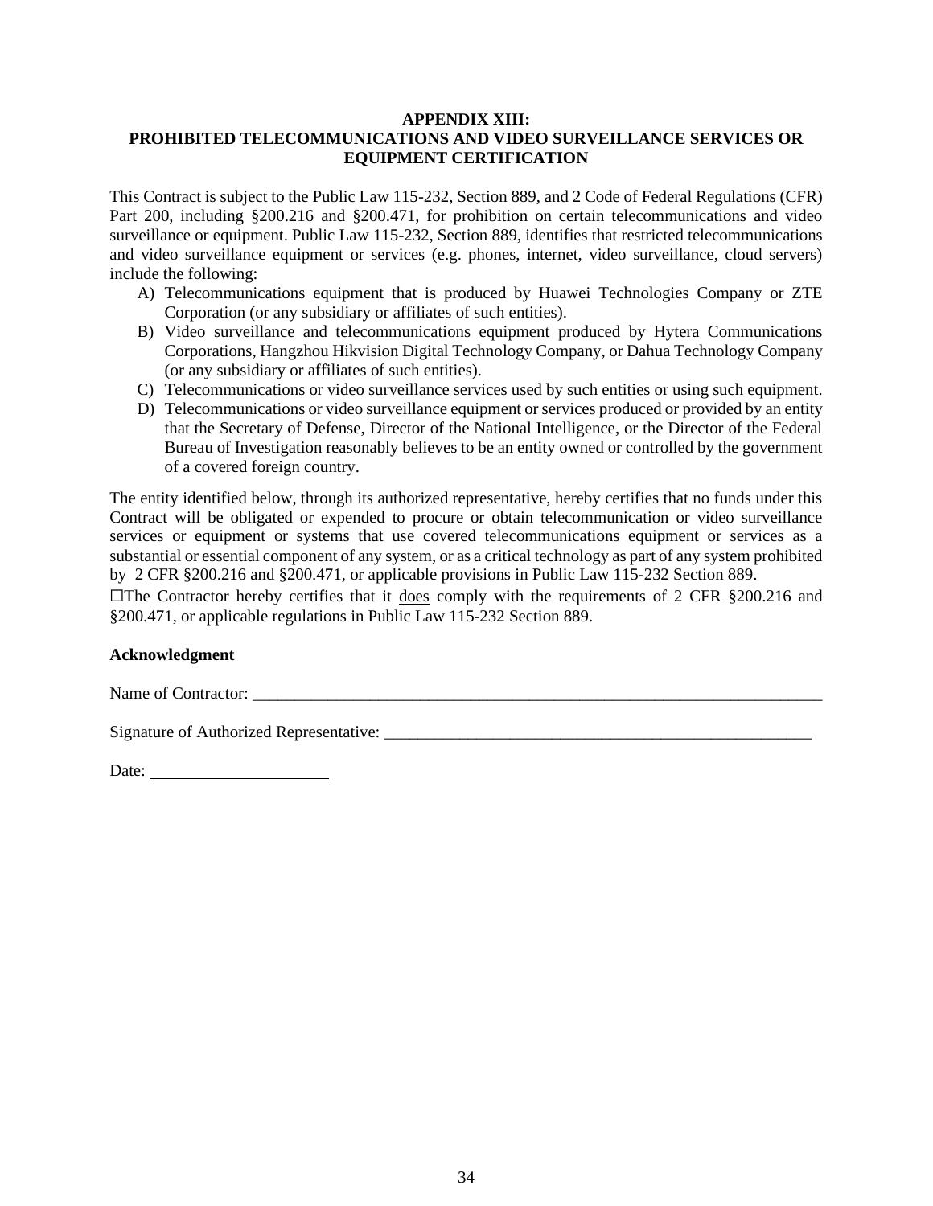## APPENDIX XIII: PROHIBITED TELECOMMUNICATIONS AND VIDEO SURVEILLANCE SERVICES OR EQUIPMENT CERTIFICATION

This Contract is subject to the Public Law 115-232, Section 889, and 2 Code of Federal Regulations (CFR) Part 200, including §200.216 and §200.471, for prohibition on certain telecommunications and video surveillance or equipment. Public Law 115-232, Section 889, identifies that restricted telecommunications and video surveillance equipment or services (e.g. phones, internet, video surveillance, cloud servers) include the following:

A) Telecommunications equipment that is produced by Huawei Technologies Company or ZTE Corporation (or any subsidiary or affiliates of such entities).
B) Video surveillance and telecommunications equipment produced by Hytera Communications Corporations, Hangzhou Hikvision Digital Technology Company, or Dahua Technology Company (or any subsidiary or affiliates of such entities).
C) Telecommunications or video surveillance services used by such entities or using such equipment.
D) Telecommunications or video surveillance equipment or services produced or provided by an entity that the Secretary of Defense, Director of the National Intelligence, or the Director of the Federal Bureau of Investigation reasonably believes to be an entity owned or controlled by the government of a covered foreign country.

The entity identified below, through its authorized representative, hereby certifies that no funds under this Contract will be obligated or expended to procure or obtain telecommunication or video surveillance services or equipment or systems that use covered telecommunications equipment or services as a substantial or essential component of any system, or as a critical technology as part of any system prohibited by 2 CFR §200.216 and §200.471, or applicable provisions in Public Law 115-232 Section 889.

☐The Contractor hereby certifies that it <u>does</u> comply with the requirements of 2 CFR §200.216 and §200.471, or applicable regulations in Public Law 115-232 Section 889.

**Acknowledgment**

Name of Contractor: ___________________________________________________________________

Signature of Authorized Representative: ____________________________________________________

Date: ____________________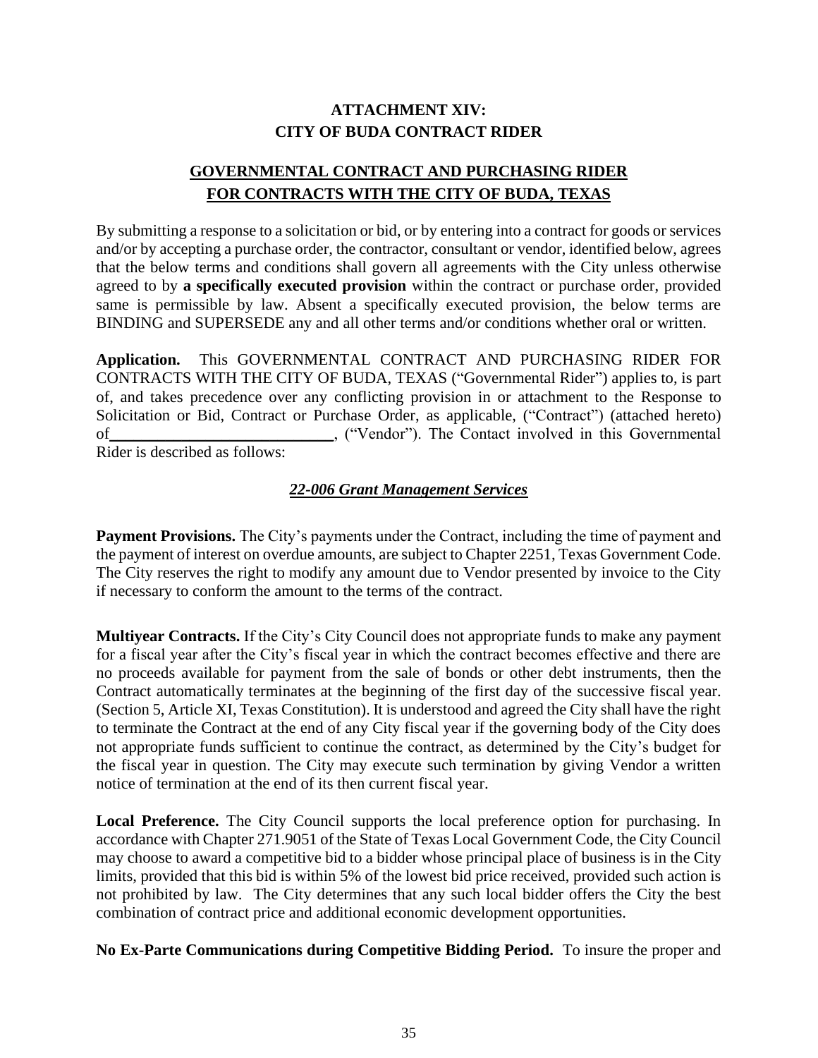## ATTACHMENT XIV: CITY OF BUDA CONTRACT RIDER

## GOVERNMENTAL CONTRACT AND PURCHASING RIDER FOR CONTRACTS WITH THE CITY OF BUDA, TEXAS

By submitting a response to a solicitation or bid, or by entering into a contract for goods or services and/or by accepting a purchase order, the contractor, consultant or vendor, identified below, agrees that the below terms and conditions shall govern all agreements with the City unless otherwise agreed to by **a specifically executed provision** within the contract or purchase order, provided same is permissible by law. Absent a specifically executed provision, the below terms are BINDING and SUPERSEDE any and all other terms and/or conditions whether oral or written.

**Application.** This GOVERNMENTAL CONTRACT AND PURCHASING RIDER FOR CONTRACTS WITH THE CITY OF BUDA, TEXAS ("Governmental Rider") applies to, is part of, and takes precedence over any conflicting provision in or attachment to the Response to Solicitation or Bid, Contract or Purchase Order, as applicable, ("Contract") (attached hereto) of____________________________, ("Vendor"). The Contact involved in this Governmental Rider is described as follows:

***22-006 Grant Management Services***

**Payment Provisions.** The City's payments under the Contract, including the time of payment and the payment of interest on overdue amounts, are subject to Chapter 2251, Texas Government Code. The City reserves the right to modify any amount due to Vendor presented by invoice to the City if necessary to conform the amount to the terms of the contract.

**Multiyear Contracts.** If the City's City Council does not appropriate funds to make any payment for a fiscal year after the City's fiscal year in which the contract becomes effective and there are no proceeds available for payment from the sale of bonds or other debt instruments, then the Contract automatically terminates at the beginning of the first day of the successive fiscal year. (Section 5, Article XI, Texas Constitution). It is understood and agreed the City shall have the right to terminate the Contract at the end of any City fiscal year if the governing body of the City does not appropriate funds sufficient to continue the contract, as determined by the City's budget for the fiscal year in question. The City may execute such termination by giving Vendor a written notice of termination at the end of its then current fiscal year.

**Local Preference.** The City Council supports the local preference option for purchasing. In accordance with Chapter 271.9051 of the State of Texas Local Government Code, the City Council may choose to award a competitive bid to a bidder whose principal place of business is in the City limits, provided that this bid is within 5% of the lowest bid price received, provided such action is not prohibited by law. The City determines that any such local bidder offers the City the best combination of contract price and additional economic development opportunities.

**No Ex-Parte Communications during Competitive Bidding Period.** To insure the proper and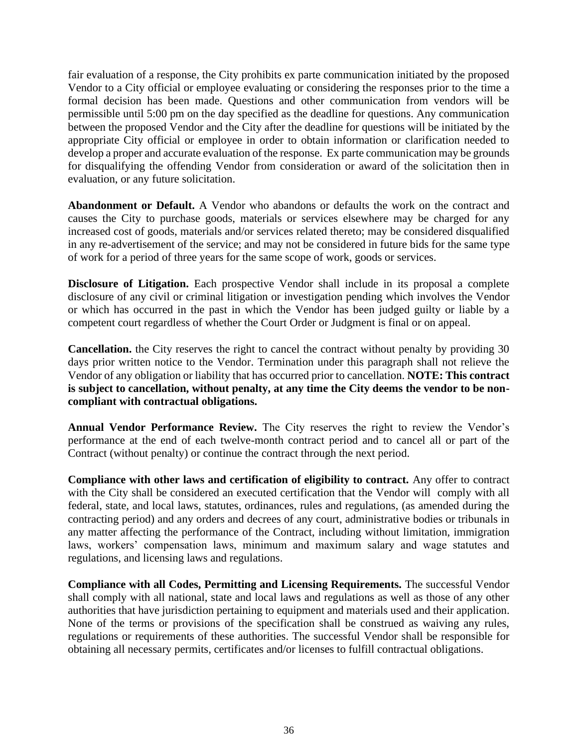fair evaluation of a response, the City prohibits ex parte communication initiated by the proposed Vendor to a City official or employee evaluating or considering the responses prior to the time a formal decision has been made. Questions and other communication from vendors will be permissible until 5:00 pm on the day specified as the deadline for questions. Any communication between the proposed Vendor and the City after the deadline for questions will be initiated by the appropriate City official or employee in order to obtain information or clarification needed to develop a proper and accurate evaluation of the response. Ex parte communication may be grounds for disqualifying the offending Vendor from consideration or award of the solicitation then in evaluation, or any future solicitation.

**Abandonment or Default.** A Vendor who abandons or defaults the work on the contract and causes the City to purchase goods, materials or services elsewhere may be charged for any increased cost of goods, materials and/or services related thereto; may be considered disqualified in any re-advertisement of the service; and may not be considered in future bids for the same type of work for a period of three years for the same scope of work, goods or services.

**Disclosure of Litigation.** Each prospective Vendor shall include in its proposal a complete disclosure of any civil or criminal litigation or investigation pending which involves the Vendor or which has occurred in the past in which the Vendor has been judged guilty or liable by a competent court regardless of whether the Court Order or Judgment is final or on appeal.

**Cancellation.** the City reserves the right to cancel the contract without penalty by providing 30 days prior written notice to the Vendor. Termination under this paragraph shall not relieve the Vendor of any obligation or liability that has occurred prior to cancellation. **NOTE: This contract is subject to cancellation, without penalty, at any time the City deems the vendor to be non-compliant with contractual obligations.**

**Annual Vendor Performance Review.** The City reserves the right to review the Vendor's performance at the end of each twelve-month contract period and to cancel all or part of the Contract (without penalty) or continue the contract through the next period.

**Compliance with other laws and certification of eligibility to contract.** Any offer to contract with the City shall be considered an executed certification that the Vendor will comply with all federal, state, and local laws, statutes, ordinances, rules and regulations, (as amended during the contracting period) and any orders and decrees of any court, administrative bodies or tribunals in any matter affecting the performance of the Contract, including without limitation, immigration laws, workers' compensation laws, minimum and maximum salary and wage statutes and regulations, and licensing laws and regulations.

**Compliance with all Codes, Permitting and Licensing Requirements.** The successful Vendor shall comply with all national, state and local laws and regulations as well as those of any other authorities that have jurisdiction pertaining to equipment and materials used and their application. None of the terms or provisions of the specification shall be construed as waiving any rules, regulations or requirements of these authorities. The successful Vendor shall be responsible for obtaining all necessary permits, certificates and/or licenses to fulfill contractual obligations.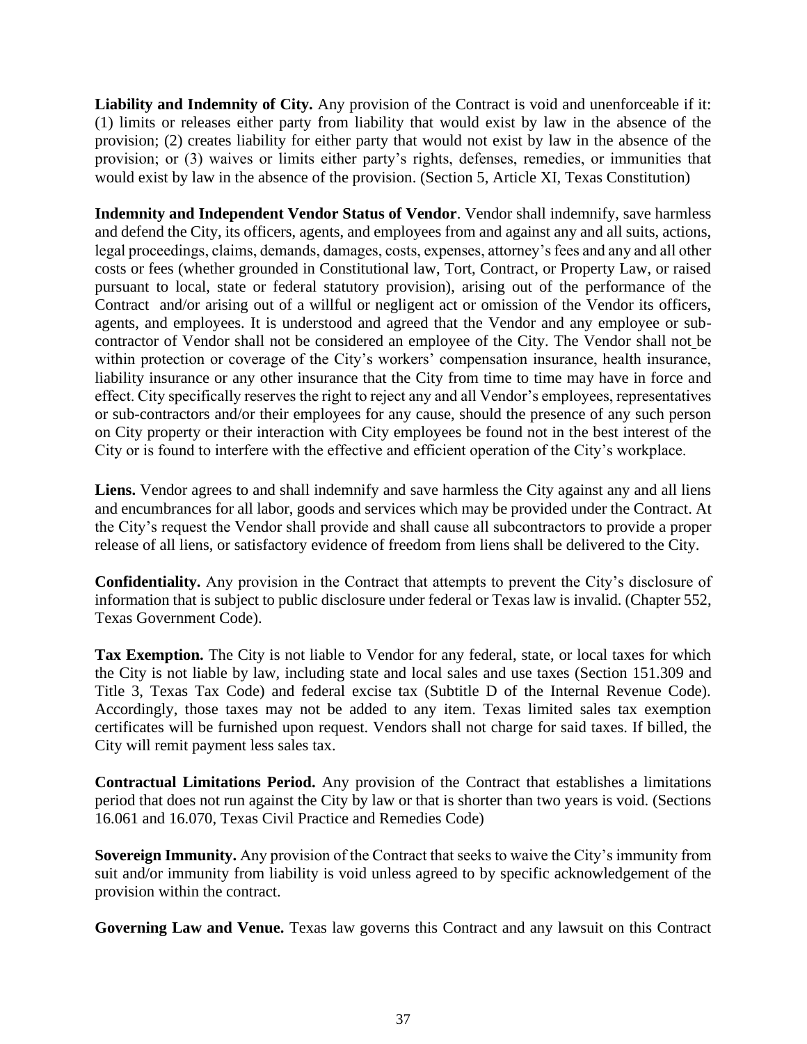**Liability and Indemnity of City.** Any provision of the Contract is void and unenforceable if it: (1) limits or releases either party from liability that would exist by law in the absence of the provision; (2) creates liability for either party that would not exist by law in the absence of the provision; or (3) waives or limits either party's rights, defenses, remedies, or immunities that would exist by law in the absence of the provision. (Section 5, Article XI, Texas Constitution)

**Indemnity and Independent Vendor Status of Vendor**. Vendor shall indemnify, save harmless and defend the City, its officers, agents, and employees from and against any and all suits, actions, legal proceedings, claims, demands, damages, costs, expenses, attorney's fees and any and all other costs or fees (whether grounded in Constitutional law, Tort, Contract, or Property Law, or raised pursuant to local, state or federal statutory provision), arising out of the performance of the Contract and/or arising out of a willful or negligent act or omission of the Vendor its officers, agents, and employees. It is understood and agreed that the Vendor and any employee or sub-contractor of Vendor shall not be considered an employee of the City. The Vendor shall not be within protection or coverage of the City's workers' compensation insurance, health insurance, liability insurance or any other insurance that the City from time to time may have in force and effect. City specifically reserves the right to reject any and all Vendor's employees, representatives or sub-contractors and/or their employees for any cause, should the presence of any such person on City property or their interaction with City employees be found not in the best interest of the City or is found to interfere with the effective and efficient operation of the City's workplace.

**Liens.** Vendor agrees to and shall indemnify and save harmless the City against any and all liens and encumbrances for all labor, goods and services which may be provided under the Contract. At the City's request the Vendor shall provide and shall cause all subcontractors to provide a proper release of all liens, or satisfactory evidence of freedom from liens shall be delivered to the City.

**Confidentiality.** Any provision in the Contract that attempts to prevent the City's disclosure of information that is subject to public disclosure under federal or Texas law is invalid. (Chapter 552, Texas Government Code).

**Tax Exemption.** The City is not liable to Vendor for any federal, state, or local taxes for which the City is not liable by law, including state and local sales and use taxes (Section 151.309 and Title 3, Texas Tax Code) and federal excise tax (Subtitle D of the Internal Revenue Code). Accordingly, those taxes may not be added to any item. Texas limited sales tax exemption certificates will be furnished upon request. Vendors shall not charge for said taxes. If billed, the City will remit payment less sales tax.

**Contractual Limitations Period.** Any provision of the Contract that establishes a limitations period that does not run against the City by law or that is shorter than two years is void. (Sections 16.061 and 16.070, Texas Civil Practice and Remedies Code)

**Sovereign Immunity.** Any provision of the Contract that seeks to waive the City's immunity from suit and/or immunity from liability is void unless agreed to by specific acknowledgement of the provision within the contract.

**Governing Law and Venue.** Texas law governs this Contract and any lawsuit on this Contract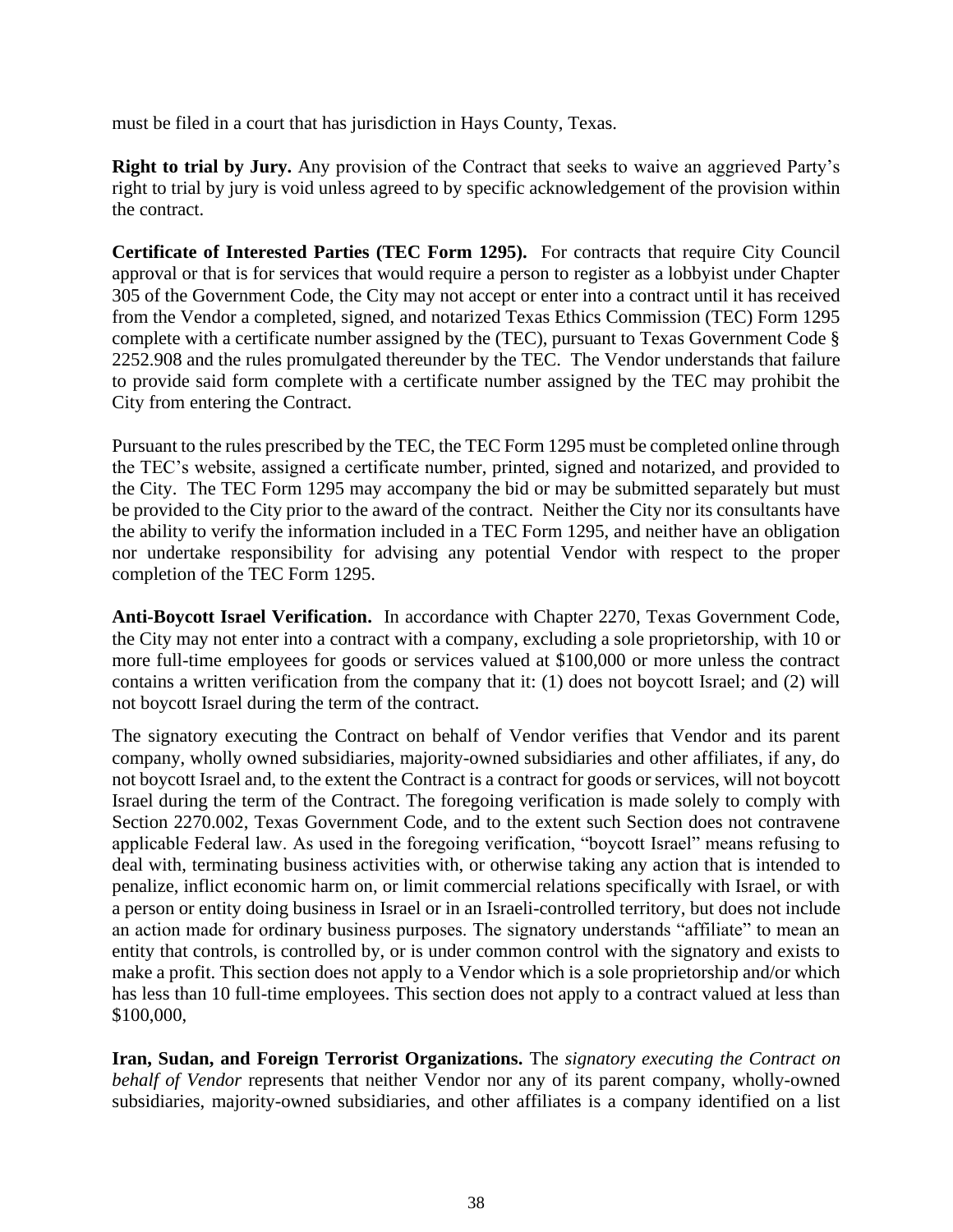must be filed in a court that has jurisdiction in Hays County, Texas.

**Right to trial by Jury.** Any provision of the Contract that seeks to waive an aggrieved Party's right to trial by jury is void unless agreed to by specific acknowledgement of the provision within the contract.

**Certificate of Interested Parties (TEC Form 1295).** For contracts that require City Council approval or that is for services that would require a person to register as a lobbyist under Chapter 305 of the Government Code, the City may not accept or enter into a contract until it has received from the Vendor a completed, signed, and notarized Texas Ethics Commission (TEC) Form 1295 complete with a certificate number assigned by the (TEC), pursuant to Texas Government Code § 2252.908 and the rules promulgated thereunder by the TEC. The Vendor understands that failure to provide said form complete with a certificate number assigned by the TEC may prohibit the City from entering the Contract.

Pursuant to the rules prescribed by the TEC, the TEC Form 1295 must be completed online through the TEC's website, assigned a certificate number, printed, signed and notarized, and provided to the City. The TEC Form 1295 may accompany the bid or may be submitted separately but must be provided to the City prior to the award of the contract. Neither the City nor its consultants have the ability to verify the information included in a TEC Form 1295, and neither have an obligation nor undertake responsibility for advising any potential Vendor with respect to the proper completion of the TEC Form 1295.

**Anti-Boycott Israel Verification.** In accordance with Chapter 2270, Texas Government Code, the City may not enter into a contract with a company, excluding a sole proprietorship, with 10 or more full-time employees for goods or services valued at $100,000 or more unless the contract contains a written verification from the company that it: (1) does not boycott Israel; and (2) will not boycott Israel during the term of the contract.

The signatory executing the Contract on behalf of Vendor verifies that Vendor and its parent company, wholly owned subsidiaries, majority-owned subsidiaries and other affiliates, if any, do not boycott Israel and, to the extent the Contract is a contract for goods or services, will not boycott Israel during the term of the Contract. The foregoing verification is made solely to comply with Section 2270.002, Texas Government Code, and to the extent such Section does not contravene applicable Federal law. As used in the foregoing verification, "boycott Israel" means refusing to deal with, terminating business activities with, or otherwise taking any action that is intended to penalize, inflict economic harm on, or limit commercial relations specifically with Israel, or with a person or entity doing business in Israel or in an Israeli-controlled territory, but does not include an action made for ordinary business purposes. The signatory understands "affiliate" to mean an entity that controls, is controlled by, or is under common control with the signatory and exists to make a profit. This section does not apply to a Vendor which is a sole proprietorship and/or which has less than 10 full-time employees. This section does not apply to a contract valued at less than $100,000,

**Iran, Sudan, and Foreign Terrorist Organizations.** The *signatory executing the Contract on behalf of Vendor* represents that neither Vendor nor any of its parent company, wholly-owned subsidiaries, majority-owned subsidiaries, and other affiliates is a company identified on a list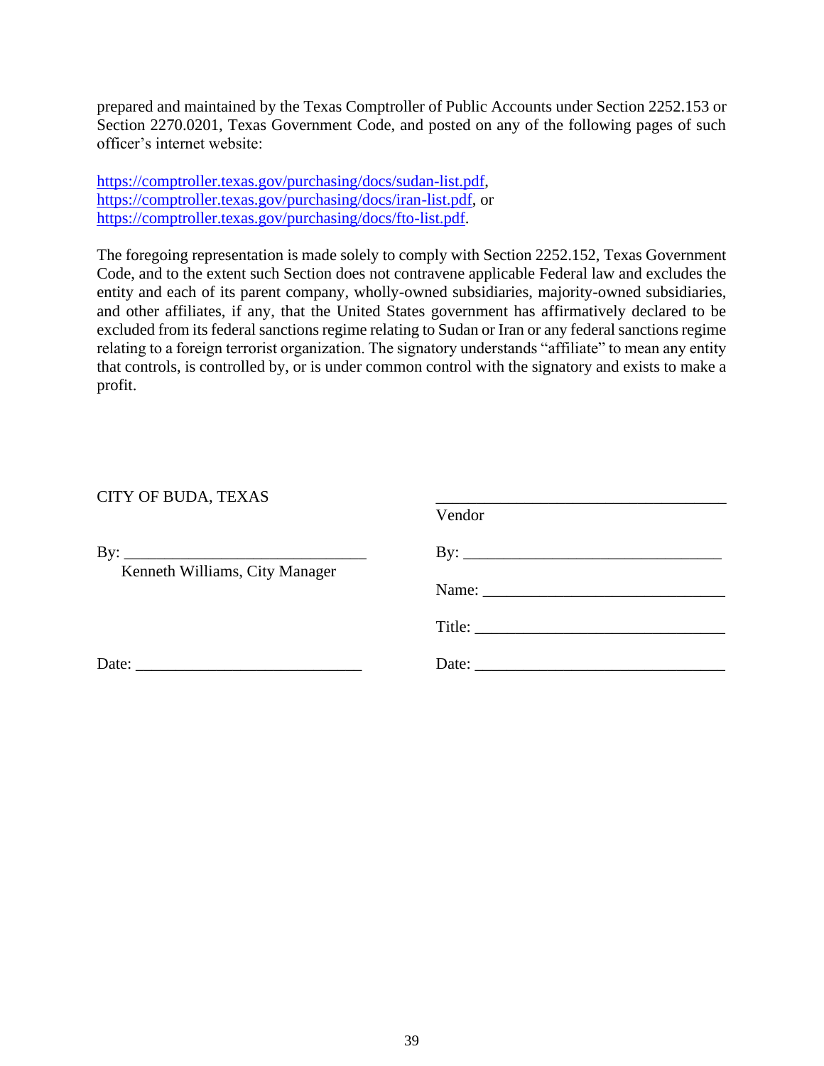prepared and maintained by the Texas Comptroller of Public Accounts under Section 2252.153 or Section 2270.0201, Texas Government Code, and posted on any of the following pages of such officer's internet website:

https://comptroller.texas.gov/purchasing/docs/sudan-list.pdf,
https://comptroller.texas.gov/purchasing/docs/iran-list.pdf, or
https://comptroller.texas.gov/purchasing/docs/fto-list.pdf.

The foregoing representation is made solely to comply with Section 2252.152, Texas Government Code, and to the extent such Section does not contravene applicable Federal law and excludes the entity and each of its parent company, wholly-owned subsidiaries, majority-owned subsidiaries, and other affiliates, if any, that the United States government has affirmatively declared to be excluded from its federal sanctions regime relating to Sudan or Iran or any federal sanctions regime relating to a foreign terrorist organization. The signatory understands "affiliate" to mean any entity that controls, is controlled by, or is under common control with the signatory and exists to make a profit.

CITY OF BUDA, TEXAS

By: ______________________________
Kenneth Williams, City Manager

Date: ____________________________

____________________________________
Vendor

By: ________________________________

Name: ______________________________

Title: _______________________________

Date: _______________________________